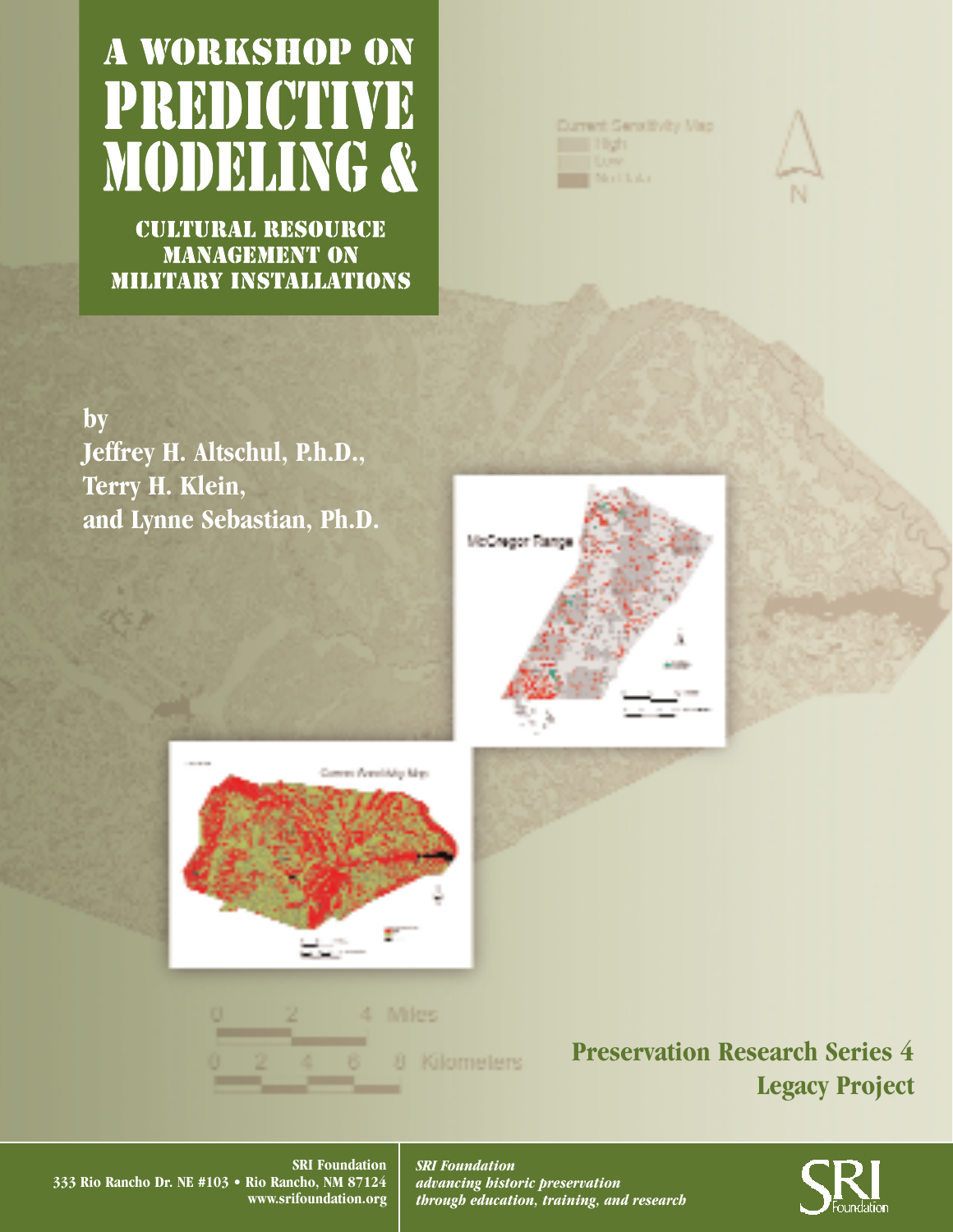# A WORKSHOP ON PREDICTIVE MODELING & CULTURAL RESOURCE MANAGEMENT ON MILITARY INSTALLATIONS

**by**
**Jeffrey H. Altschul, P.h.D.,**
**Terry H. Klein,**
**and Lynne Sebastian, Ph.D.**

**Preservation Research Series 4**
**Legacy Project**

**SRI Foundation**
**333 Rio Rancho Dr. NE #103 • Rio Rancho, NM 87124**
**www.srifoundation.org**

***SRI Foundation***
***advancing historic preservation through education, training, and research***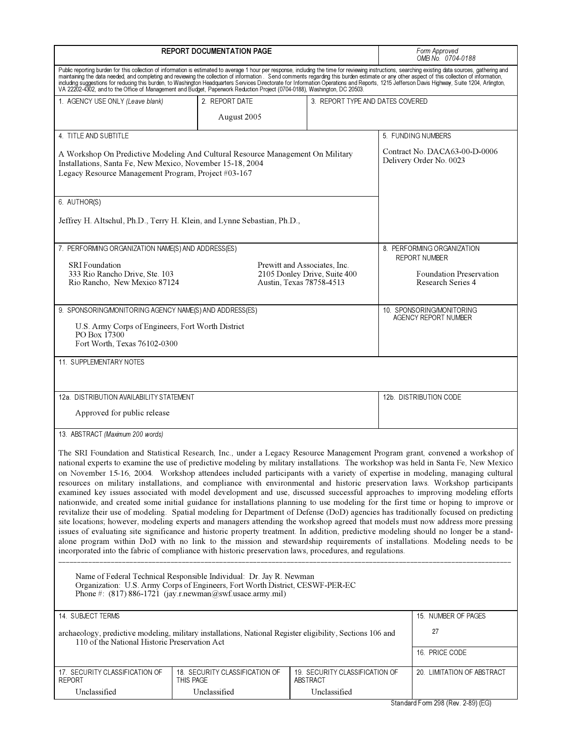# REPORT DOCUMENTATION PAGE

*Form Approved*
*OMB No. 0704-0188*

Public reporting burden for this collection of information is estimated to average 1 hour per response, including the time for reviewing instructions, searching existing data sources, gathering and maintaining the data needed, and completing and reviewing the collection of information . Send comments regarding this burden estimate or any other aspect of this collection of information, including suggestions for reducing this burden, to Washington Headquarters Services Directorate for Information Operations and Reports, 1215 Jefferson Davis Highway, Suite 1204, Arlington, VA 22202-4302, and to the Office of Management and Budget, Paperwork Reduction Project (0704-0188), Washington, DC 20503.

| 1. AGENCY USE ONLY *(Leave blank)* | 2. REPORT DATE | 3. REPORT TYPE AND DATES COVERED |
|---|---|---|
| | August 2005 | |

**4. TITLE AND SUBTITLE**

A Workshop On Predictive Modeling And Cultural Resource Management On Military Installations, Santa Fe, New Mexico, November 15-18, 2004
Legacy Resource Management Program, Project #03-167

**5. FUNDING NUMBERS**

Contract No. DACA63-00-D-0006
Delivery Order No. 0023

**6. AUTHOR(S)**

Jeffrey H. Altschul, Ph.D., Terry H. Klein, and Lynne Sebastian, Ph.D.,

**7. PERFORMING ORGANIZATION NAME(S) AND ADDRESS(ES)**

SRI Foundation
333 Rio Rancho Drive, Ste. 103
Rio Rancho, New Mexico 87124

Prewitt and Associates, Inc.
2105 Donley Drive, Suite 400
Austin, Texas 78758-4513

**8. PERFORMING ORGANIZATION REPORT NUMBER**

Foundation Preservation Research Series 4

**9. SPONSORING/MONITORING AGENCY NAME(S) AND ADDRESS(ES)**

U.S. Army Corps of Engineers, Fort Worth District
PO Box 17300
Fort Worth, Texas 76102-0300

**10. SPONSORING/MONITORING AGENCY REPORT NUMBER**

**11. SUPPLEMENTARY NOTES**

| 12a. DISTRIBUTION AVAILABILITY STATEMENT | 12b. DISTRIBUTION CODE |
|---|---|
| Approved for public release | |

**13. ABSTRACT** *(Maximum 200 words)*

The SRI Foundation and Statistical Research, Inc., under a Legacy Resource Management Program grant, convened a workshop of national experts to examine the use of predictive modeling by military installations. The workshop was held in Santa Fe, New Mexico on November 15-16, 2004. Workshop attendees included participants with a variety of expertise in modeling, managing cultural resources on military installations, and compliance with environmental and historic preservation laws. Workshop participants examined key issues associated with model development and use, discussed successful approaches to improving modeling efforts nationwide, and created some initial guidance for installations planning to use modeling for the first time or hoping to improve or revitalize their use of modeling. Spatial modeling for Department of Defense (DoD) agencies has traditionally focused on predicting site locations; however, modeling experts and managers attending the workshop agreed that models must now address more pressing issues of evaluating site significance and historic property treatment. In addition, predictive modeling should no longer be a stand-alone program within DoD with no link to the mission and stewardship requirements of installations. Modeling needs to be incorporated into the fabric of compliance with historic preservation laws, procedures, and regulations.

---

Name of Federal Technical Responsible Individual: Dr. Jay R. Newman
Organization: U.S. Army Corps of Engineers, Fort Worth District, CESWF-PER-EC
Phone #: (817) 886-1721 (jay.r.newman@swf.usace.army.mil)

| 14. SUBJECT TERMS | 15. NUMBER OF PAGES |
|---|---|
| archaeology, predictive modeling, military installations, National Register eligibility, Sections 106 and 110 of the National Historic Preservation Act | 27 |
| | 16. PRICE CODE |

| 17. SECURITY CLASSIFICATION OF REPORT | 18. SECURITY CLASSIFICATION OF THIS PAGE | 19. SECURITY CLASSIFICATION OF ABSTRACT | 20. LIMITATION OF ABSTRACT |
|---|---|---|---|
| Unclassified | Unclassified | Unclassified | |

Standard Form 298 (Rev. 2-89) (EG)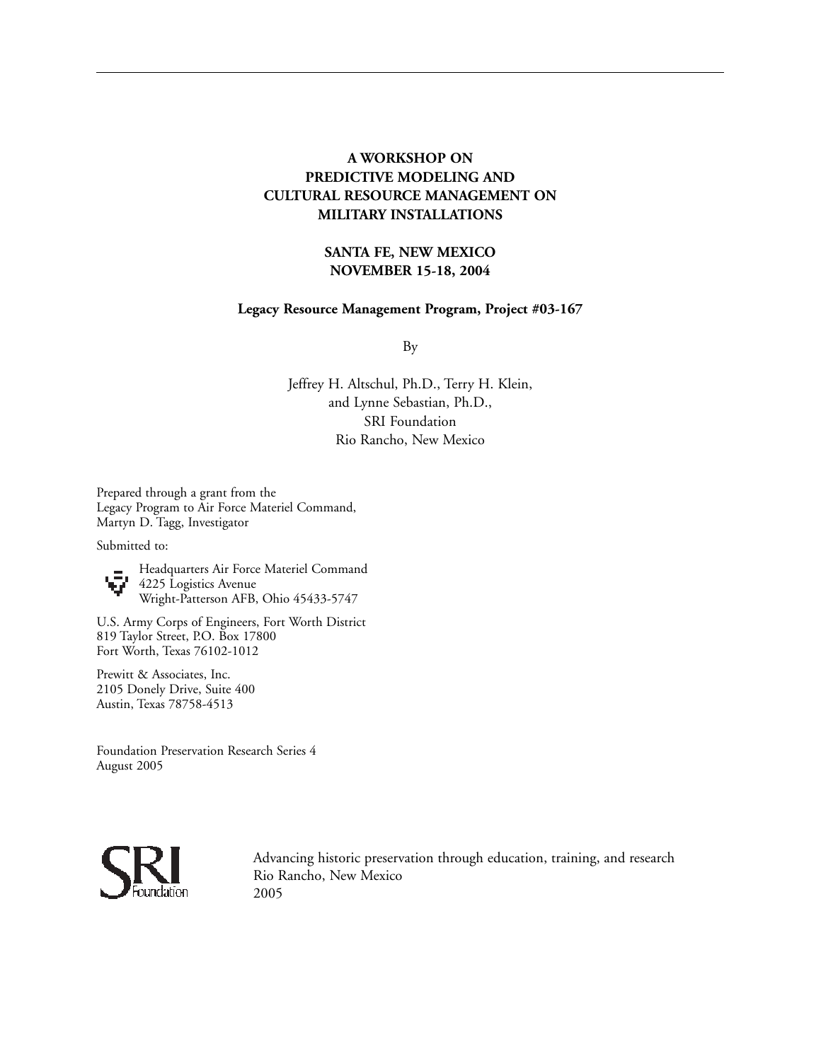**A WORKSHOP ON**
**PREDICTIVE MODELING AND**
**CULTURAL RESOURCE MANAGEMENT ON**
**MILITARY INSTALLATIONS**

**SANTA FE, NEW MEXICO**
**NOVEMBER 15-18, 2004**

**Legacy Resource Management Program, Project #03-167**

By

Jeffrey H. Altschul, Ph.D., Terry H. Klein,
and Lynne Sebastian, Ph.D.,
SRI Foundation
Rio Rancho, New Mexico

Prepared through a grant from the
Legacy Program to Air Force Materiel Command,
Martyn D. Tagg, Investigator

Submitted to:

Headquarters Air Force Materiel Command
4225 Logistics Avenue
Wright-Patterson AFB, Ohio 45433-5747

U.S. Army Corps of Engineers, Fort Worth District
819 Taylor Street, P.O. Box 17800
Fort Worth, Texas 76102-1012

Prewitt & Associates, Inc.
2105 Donely Drive, Suite 400
Austin, Texas 78758-4513

Foundation Preservation Research Series 4
August 2005

SRI Foundation

Advancing historic preservation through education, training, and research
Rio Rancho, New Mexico
2005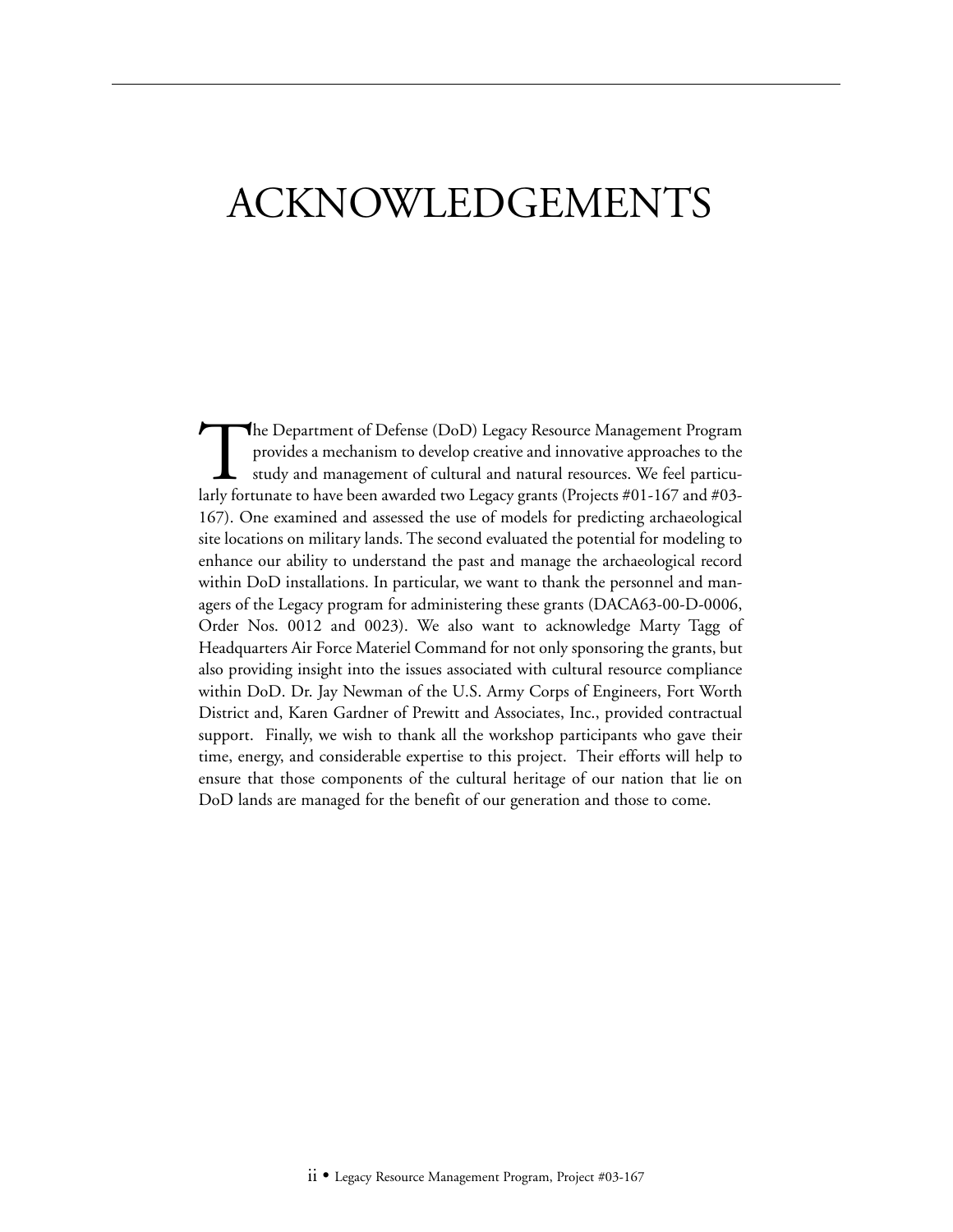# ACKNOWLEDGEMENTS

The Department of Defense (DoD) Legacy Resource Management Program provides a mechanism to develop creative and innovative approaches to the study and management of cultural and natural resources. We feel particularly fortunate to have been awarded two Legacy grants (Projects #01-167 and #03-167). One examined and assessed the use of models for predicting archaeological site locations on military lands. The second evaluated the potential for modeling to enhance our ability to understand the past and manage the archaeological record within DoD installations. In particular, we want to thank the personnel and managers of the Legacy program for administering these grants (DACA63-00-D-0006, Order Nos. 0012 and 0023). We also want to acknowledge Marty Tagg of Headquarters Air Force Materiel Command for not only sponsoring the grants, but also providing insight into the issues associated with cultural resource compliance within DoD. Dr. Jay Newman of the U.S. Army Corps of Engineers, Fort Worth District and, Karen Gardner of Prewitt and Associates, Inc., provided contractual support. Finally, we wish to thank all the workshop participants who gave their time, energy, and considerable expertise to this project. Their efforts will help to ensure that those components of the cultural heritage of our nation that lie on DoD lands are managed for the benefit of our generation and those to come.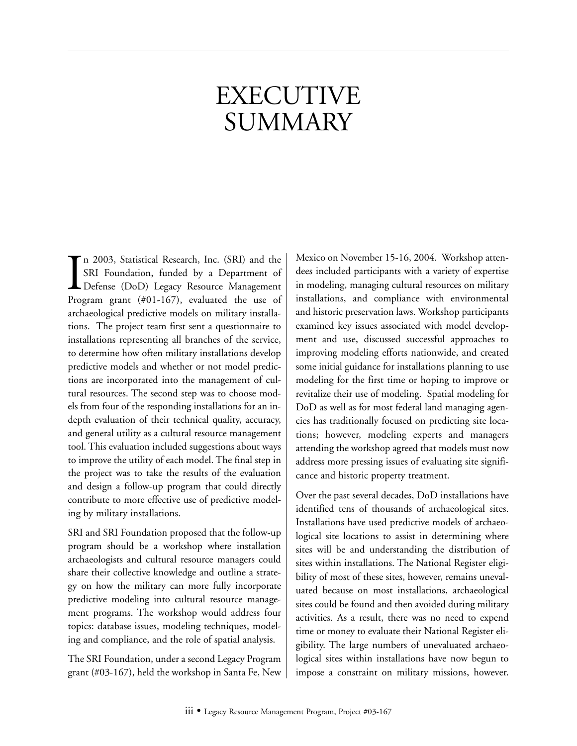# EXECUTIVE SUMMARY

In 2003, Statistical Research, Inc. (SRI) and the SRI Foundation, funded by a Department of Defense (DoD) Legacy Resource Management Program grant (#01-167), evaluated the use of archaeological predictive models on military installations. The project team first sent a questionnaire to installations representing all branches of the service, to determine how often military installations develop predictive models and whether or not model predictions are incorporated into the management of cultural resources. The second step was to choose models from four of the responding installations for an indepth evaluation of their technical quality, accuracy, and general utility as a cultural resource management tool. This evaluation included suggestions about ways to improve the utility of each model. The final step in the project was to take the results of the evaluation and design a follow-up program that could directly contribute to more effective use of predictive modeling by military installations.

SRI and SRI Foundation proposed that the follow-up program should be a workshop where installation archaeologists and cultural resource managers could share their collective knowledge and outline a strategy on how the military can more fully incorporate predictive modeling into cultural resource management programs. The workshop would address four topics: database issues, modeling techniques, modeling and compliance, and the role of spatial analysis.

The SRI Foundation, under a second Legacy Program grant (#03-167), held the workshop in Santa Fe, New Mexico on November 15-16, 2004. Workshop attendees included participants with a variety of expertise in modeling, managing cultural resources on military installations, and compliance with environmental and historic preservation laws. Workshop participants examined key issues associated with model development and use, discussed successful approaches to improving modeling efforts nationwide, and created some initial guidance for installations planning to use modeling for the first time or hoping to improve or revitalize their use of modeling. Spatial modeling for DoD as well as for most federal land managing agencies has traditionally focused on predicting site locations; however, modeling experts and managers attending the workshop agreed that models must now address more pressing issues of evaluating site significance and historic property treatment.

Over the past several decades, DoD installations have identified tens of thousands of archaeological sites. Installations have used predictive models of archaeological site locations to assist in determining where sites will be and understanding the distribution of sites within installations. The National Register eligibility of most of these sites, however, remains unevaluated because on most installations, archaeological sites could be found and then avoided during military activities. As a result, there was no need to expend time or money to evaluate their National Register eligibility. The large numbers of unevaluated archaeological sites within installations have now begun to impose a constraint on military missions, however.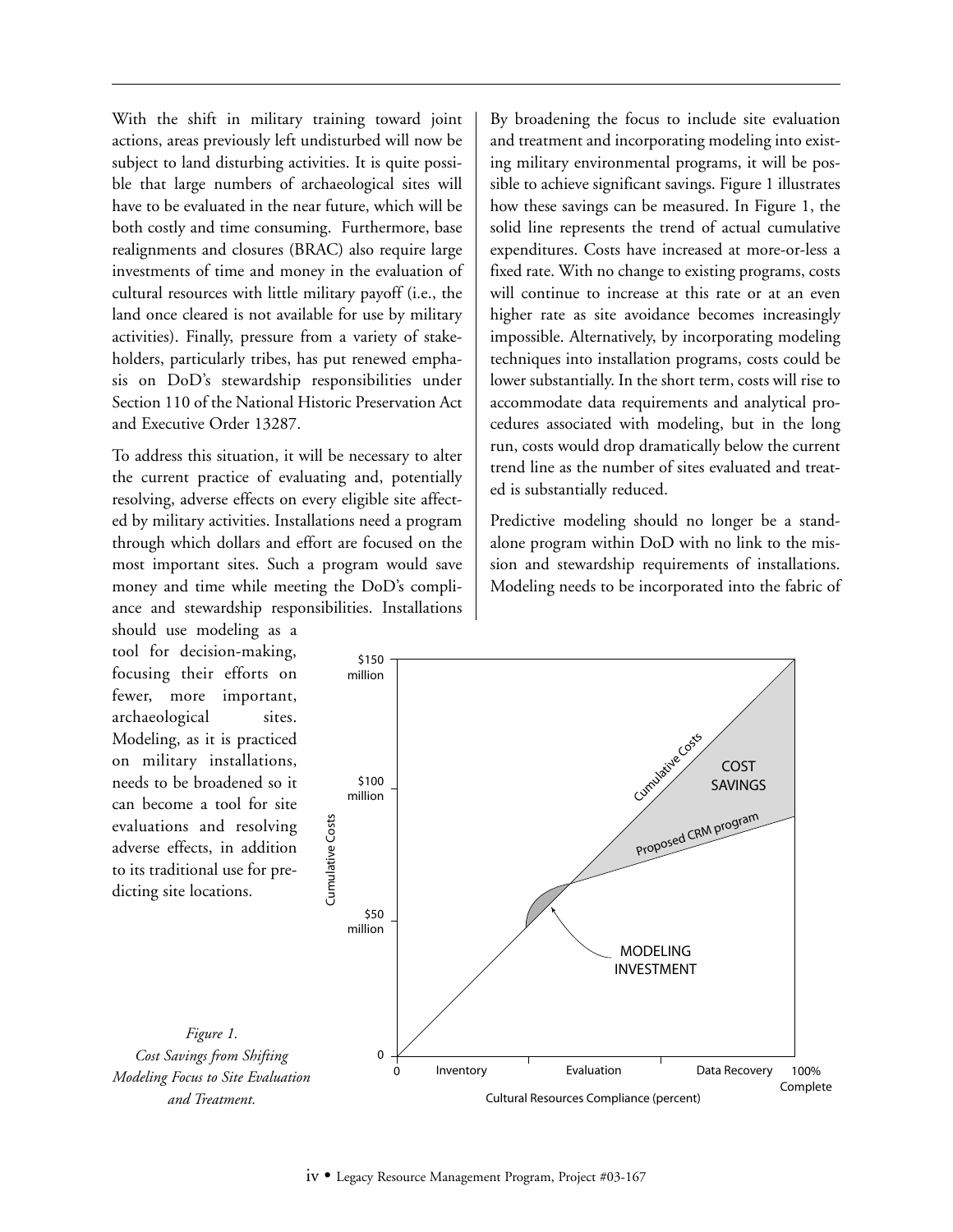With the shift in military training toward joint actions, areas previously left undisturbed will now be subject to land disturbing activities. It is quite possible that large numbers of archaeological sites will have to be evaluated in the near future, which will be both costly and time consuming. Furthermore, base realignments and closures (BRAC) also require large investments of time and money in the evaluation of cultural resources with little military payoff (i.e., the land once cleared is not available for use by military activities). Finally, pressure from a variety of stakeholders, particularly tribes, has put renewed emphasis on DoD's stewardship responsibilities under Section 110 of the National Historic Preservation Act and Executive Order 13287.

To address this situation, it will be necessary to alter the current practice of evaluating and, potentially resolving, adverse effects on every eligible site affected by military activities. Installations need a program through which dollars and effort are focused on the most important sites. Such a program would save money and time while meeting the DoD's compliance and stewardship responsibilities. Installations should use modeling as a tool for decision-making, focusing their efforts on fewer, more important, archaeological sites. Modeling, as it is practiced on military installations, needs to be broadened so it can become a tool for site evaluations and resolving adverse effects, in addition to its traditional use for predicting site locations.

By broadening the focus to include site evaluation and treatment and incorporating modeling into existing military environmental programs, it will be possible to achieve significant savings. Figure 1 illustrates how these savings can be measured. In Figure 1, the solid line represents the trend of actual cumulative expenditures. Costs have increased at more-or-less a fixed rate. With no change to existing programs, costs will continue to increase at this rate or at an even higher rate as site avoidance becomes increasingly impossible. Alternatively, by incorporating modeling techniques into installation programs, costs could be lower substantially. In the short term, costs will rise to accommodate data requirements and analytical procedures associated with modeling, but in the long run, costs would drop dramatically below the current trend line as the number of sites evaluated and treated is substantially reduced.

Predictive modeling should no longer be a standalone program within DoD with no link to the mission and stewardship requirements of installations. Modeling needs to be incorporated into the fabric of

*Figure 1. Cost Savings from Shifting Modeling Focus to Site Evaluation and Treatment.*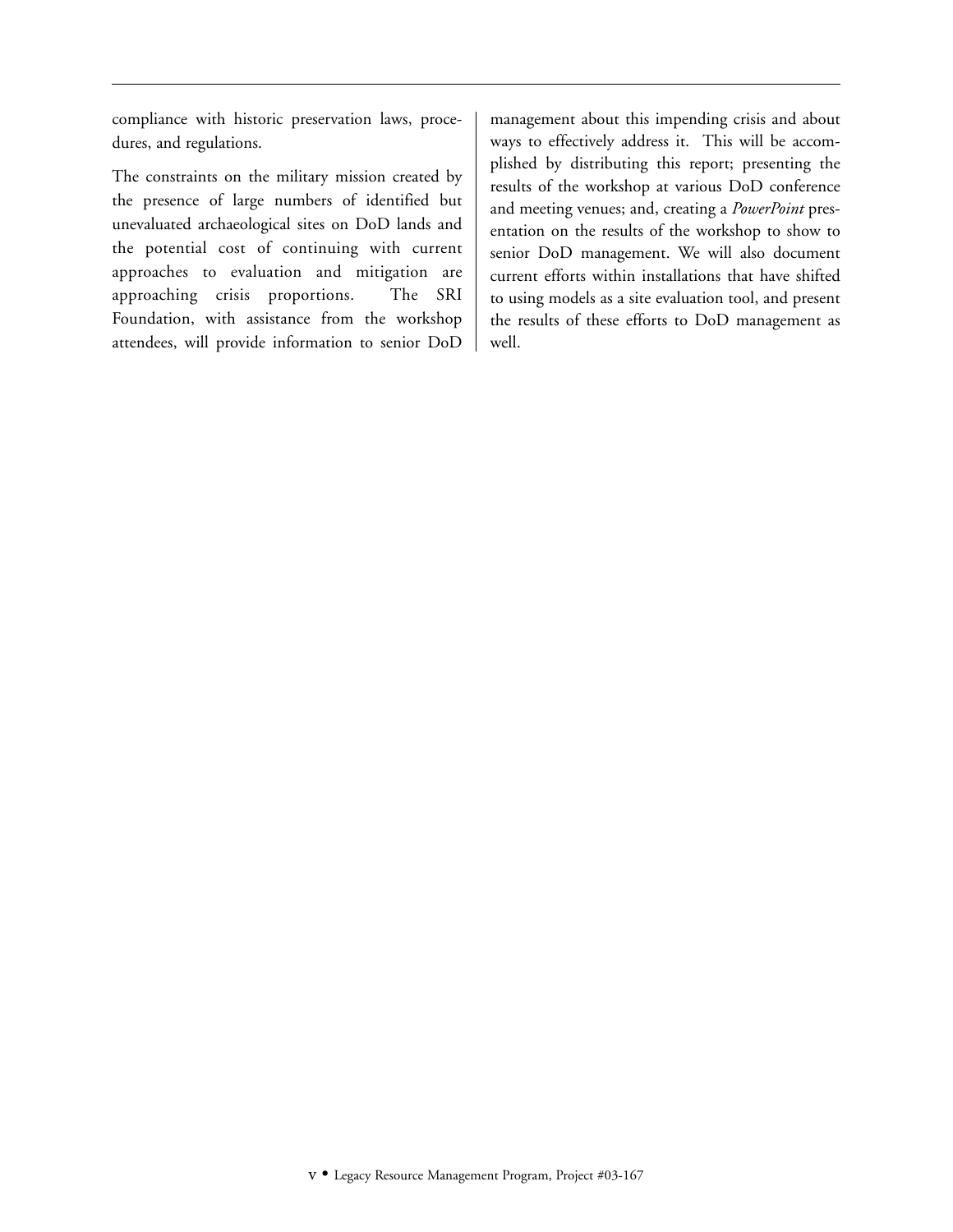compliance with historic preservation laws, procedures, and regulations.

The constraints on the military mission created by the presence of large numbers of identified but unevaluated archaeological sites on DoD lands and the potential cost of continuing with current approaches to evaluation and mitigation are approaching crisis proportions. The SRI Foundation, with assistance from the workshop attendees, will provide information to senior DoD management about this impending crisis and about ways to effectively address it. This will be accomplished by distributing this report; presenting the results of the workshop at various DoD conference and meeting venues; and, creating a *PowerPoint* presentation on the results of the workshop to show to senior DoD management. We will also document current efforts within installations that have shifted to using models as a site evaluation tool, and present the results of these efforts to DoD management as well.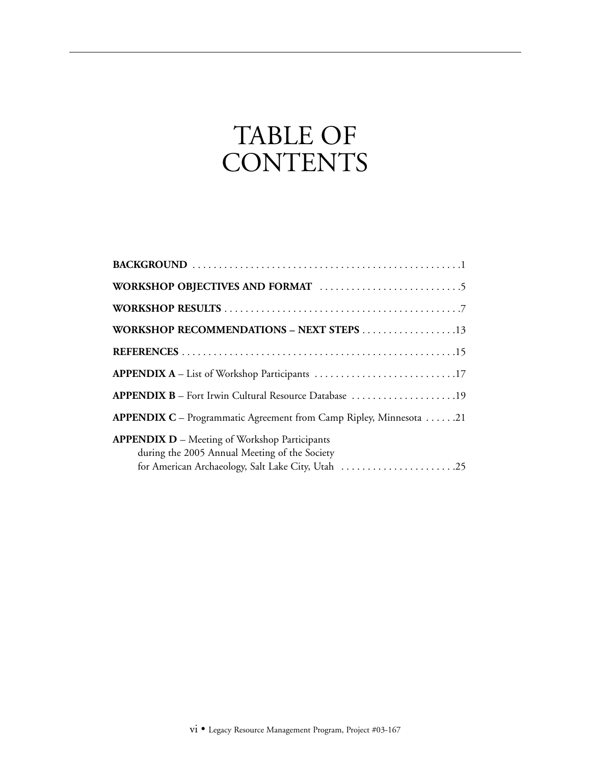# TABLE OF CONTENTS

**BACKGROUND** . . . . . . . . . . . . . . . . . . . . . . . . . . . . . . . . . . . . . . . . . . . . . . . . . .1

**WORKSHOP OBJECTIVES AND FORMAT** . . . . . . . . . . . . . . . . . . . . . . . . . .5

**WORKSHOP RESULTS** . . . . . . . . . . . . . . . . . . . . . . . . . . . . . . . . . . . . . . . . . . . .7

**WORKSHOP RECOMMENDATIONS – NEXT STEPS** . . . . . . . . . . . . . . . . . .13

**REFERENCES** . . . . . . . . . . . . . . . . . . . . . . . . . . . . . . . . . . . . . . . . . . . . . . . . . . .15

**APPENDIX A** – List of Workshop Participants . . . . . . . . . . . . . . . . . . . . . . . . . . .17

**APPENDIX B** – Fort Irwin Cultural Resource Database . . . . . . . . . . . . . . . . . . . .19

**APPENDIX C** – Programmatic Agreement from Camp Ripley, Minnesota . . . . . .21

**APPENDIX D** – Meeting of Workshop Participants during the 2005 Annual Meeting of the Society for American Archaeology, Salt Lake City, Utah . . . . . . . . . . . . . . . . . . . . . .25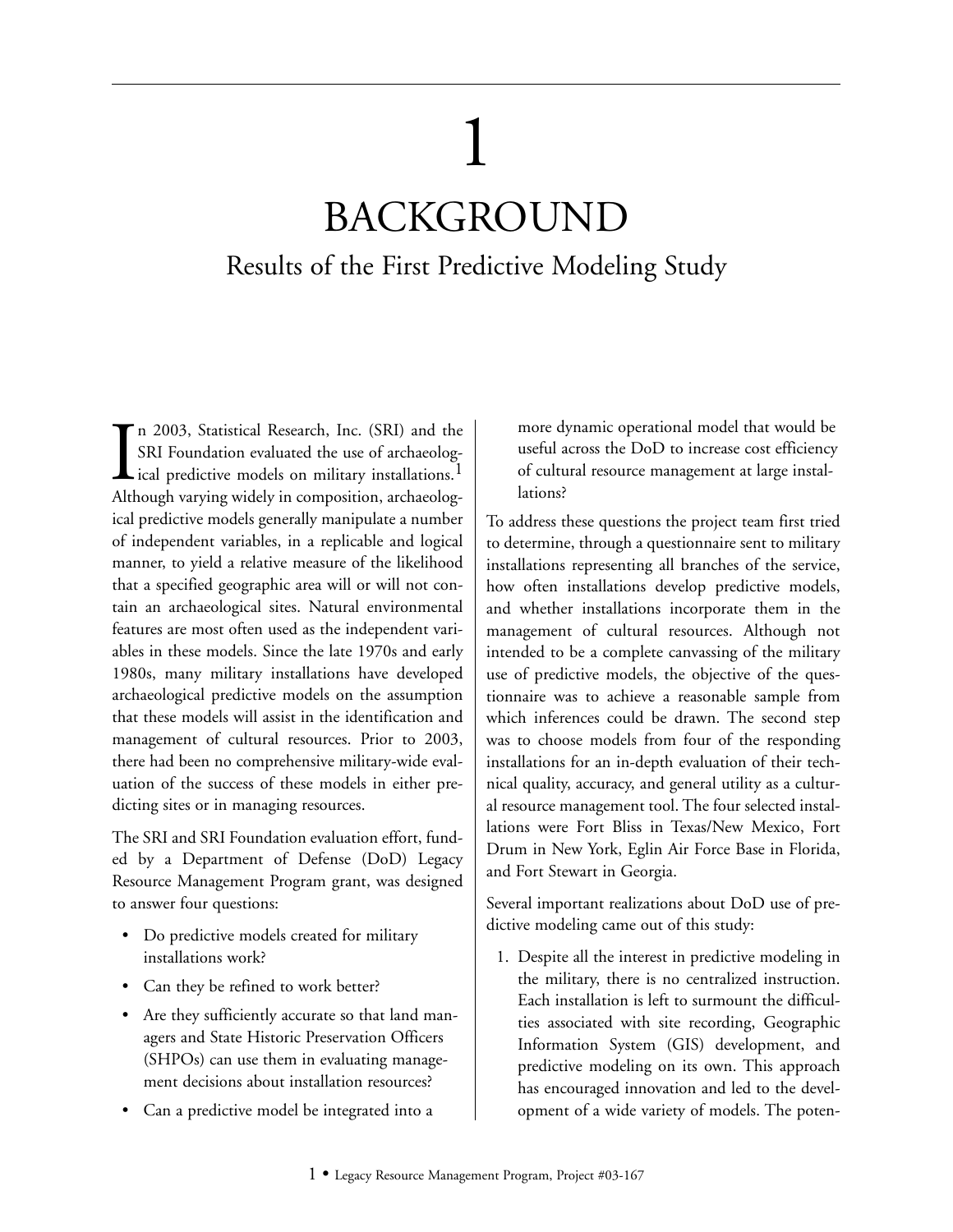# 1

# BACKGROUND

## Results of the First Predictive Modeling Study

In 2003, Statistical Research, Inc. (SRI) and the SRI Foundation evaluated the use of archaeological predictive models on military installations.[1] Although varying widely in composition, archaeological predictive models generally manipulate a number of independent variables, in a replicable and logical manner, to yield a relative measure of the likelihood that a specified geographic area will or will not contain an archaeological sites. Natural environmental features are most often used as the independent variables in these models. Since the late 1970s and early 1980s, many military installations have developed archaeological predictive models on the assumption that these models will assist in the identification and management of cultural resources. Prior to 2003, there had been no comprehensive military-wide evaluation of the success of these models in either predicting sites or in managing resources.

The SRI and SRI Foundation evaluation effort, funded by a Department of Defense (DoD) Legacy Resource Management Program grant, was designed to answer four questions:

- Do predictive models created for military installations work?
- Can they be refined to work better?
- Are they sufficiently accurate so that land managers and State Historic Preservation Officers (SHPOs) can use them in evaluating management decisions about installation resources?
- Can a predictive model be integrated into a more dynamic operational model that would be useful across the DoD to increase cost efficiency of cultural resource management at large installations?

To address these questions the project team first tried to determine, through a questionnaire sent to military installations representing all branches of the service, how often installations develop predictive models, and whether installations incorporate them in the management of cultural resources. Although not intended to be a complete canvassing of the military use of predictive models, the objective of the questionnaire was to achieve a reasonable sample from which inferences could be drawn. The second step was to choose models from four of the responding installations for an in-depth evaluation of their technical quality, accuracy, and general utility as a cultural resource management tool. The four selected installations were Fort Bliss in Texas/New Mexico, Fort Drum in New York, Eglin Air Force Base in Florida, and Fort Stewart in Georgia.

Several important realizations about DoD use of predictive modeling came out of this study:

1. Despite all the interest in predictive modeling in the military, there is no centralized instruction. Each installation is left to surmount the difficulties associated with site recording, Geographic Information System (GIS) development, and predictive modeling on its own. This approach has encouraged innovation and led to the development of a wide variety of models. The poten-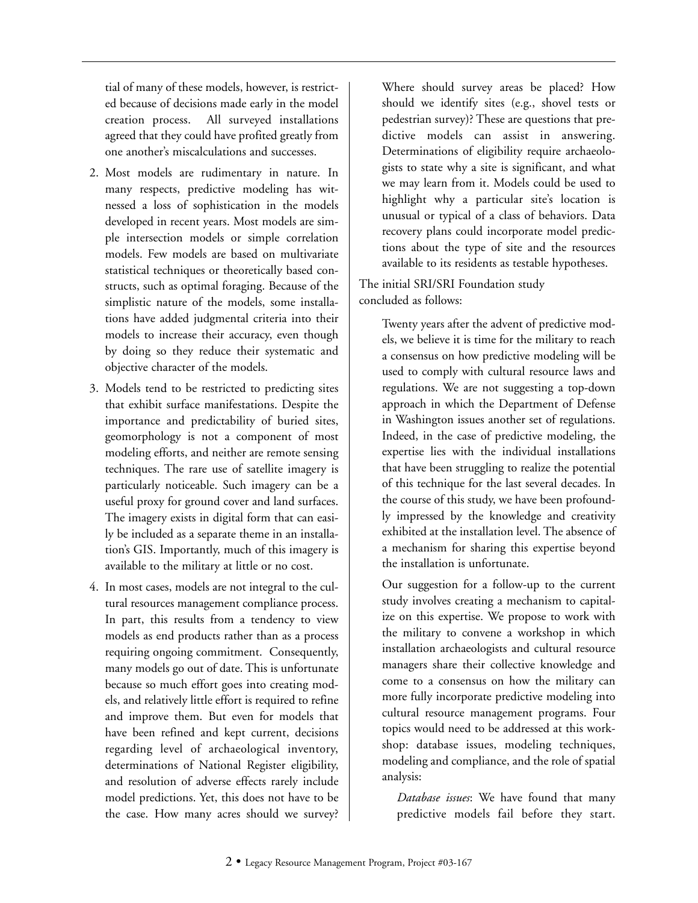tial of many of these models, however, is restricted because of decisions made early in the model creation process. All surveyed installations agreed that they could have profited greatly from one another's miscalculations and successes.

2. Most models are rudimentary in nature. In many respects, predictive modeling has witnessed a loss of sophistication in the models developed in recent years. Most models are simple intersection models or simple correlation models. Few models are based on multivariate statistical techniques or theoretically based constructs, such as optimal foraging. Because of the simplistic nature of the models, some installations have added judgmental criteria into their models to increase their accuracy, even though by doing so they reduce their systematic and objective character of the models.

3. Models tend to be restricted to predicting sites that exhibit surface manifestations. Despite the importance and predictability of buried sites, geomorphology is not a component of most modeling efforts, and neither are remote sensing techniques. The rare use of satellite imagery is particularly noticeable. Such imagery can be a useful proxy for ground cover and land surfaces. The imagery exists in digital form that can easily be included as a separate theme in an installation's GIS. Importantly, much of this imagery is available to the military at little or no cost.

4. In most cases, models are not integral to the cultural resources management compliance process. In part, this results from a tendency to view models as end products rather than as a process requiring ongoing commitment. Consequently, many models go out of date. This is unfortunate because so much effort goes into creating models, and relatively little effort is required to refine and improve them. But even for models that have been refined and kept current, decisions regarding level of archaeological inventory, determinations of National Register eligibility, and resolution of adverse effects rarely include model predictions. Yet, this does not have to be the case. How many acres should we survey? Where should survey areas be placed? How should we identify sites (e.g., shovel tests or pedestrian survey)? These are questions that predictive models can assist in answering. Determinations of eligibility require archaeologists to state why a site is significant, and what we may learn from it. Models could be used to highlight why a particular site's location is unusual or typical of a class of behaviors. Data recovery plans could incorporate model predictions about the type of site and the resources available to its residents as testable hypotheses.

The initial SRI/SRI Foundation study concluded as follows:

> Twenty years after the advent of predictive models, we believe it is time for the military to reach a consensus on how predictive modeling will be used to comply with cultural resource laws and regulations. We are not suggesting a top-down approach in which the Department of Defense in Washington issues another set of regulations. Indeed, in the case of predictive modeling, the expertise lies with the individual installations that have been struggling to realize the potential of this technique for the last several decades. In the course of this study, we have been profoundly impressed by the knowledge and creativity exhibited at the installation level. The absence of a mechanism for sharing this expertise beyond the installation is unfortunate.
>
> Our suggestion for a follow-up to the current study involves creating a mechanism to capitalize on this expertise. We propose to work with the military to convene a workshop in which installation archaeologists and cultural resource managers share their collective knowledge and come to a consensus on how the military can more fully incorporate predictive modeling into cultural resource management programs. Four topics would need to be addressed at this workshop: database issues, modeling techniques, modeling and compliance, and the role of spatial analysis:
>
> > *Database issues*: We have found that many predictive models fail before they start.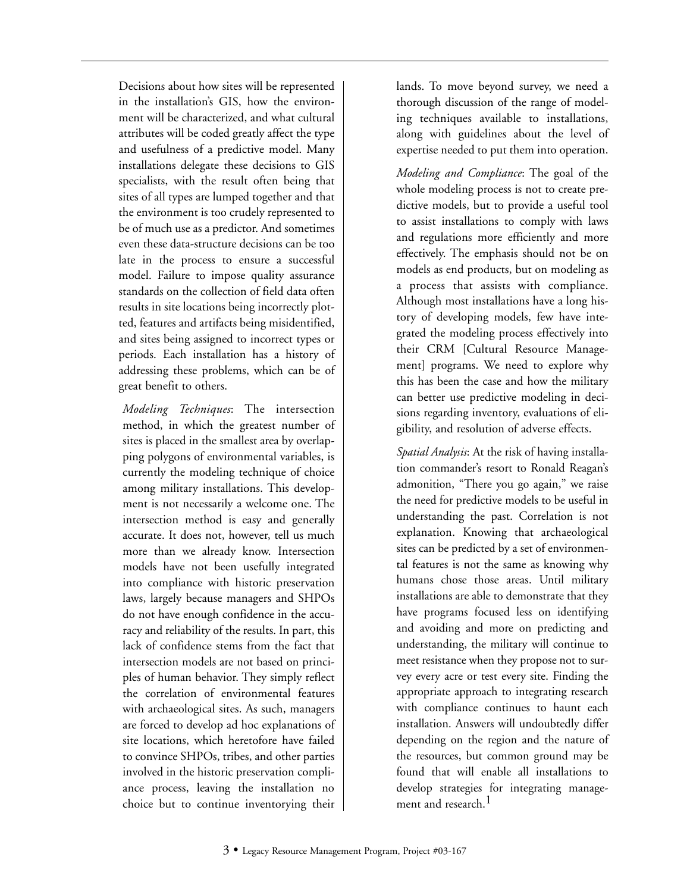Decisions about how sites will be represented in the installation's GIS, how the environment will be characterized, and what cultural attributes will be coded greatly affect the type and usefulness of a predictive model. Many installations delegate these decisions to GIS specialists, with the result often being that sites of all types are lumped together and that the environment is too crudely represented to be of much use as a predictor. And sometimes even these data-structure decisions can be too late in the process to ensure a successful model. Failure to impose quality assurance standards on the collection of field data often results in site locations being incorrectly plotted, features and artifacts being misidentified, and sites being assigned to incorrect types or periods. Each installation has a history of addressing these problems, which can be of great benefit to others.

*Modeling Techniques*: The intersection method, in which the greatest number of sites is placed in the smallest area by overlapping polygons of environmental variables, is currently the modeling technique of choice among military installations. This development is not necessarily a welcome one. The intersection method is easy and generally accurate. It does not, however, tell us much more than we already know. Intersection models have not been usefully integrated into compliance with historic preservation laws, largely because managers and SHPOs do not have enough confidence in the accuracy and reliability of the results. In part, this lack of confidence stems from the fact that intersection models are not based on principles of human behavior. They simply reflect the correlation of environmental features with archaeological sites. As such, managers are forced to develop ad hoc explanations of site locations, which heretofore have failed to convince SHPOs, tribes, and other parties involved in the historic preservation compliance process, leaving the installation no choice but to continue inventorying their lands. To move beyond survey, we need a thorough discussion of the range of modeling techniques available to installations, along with guidelines about the level of expertise needed to put them into operation.

*Modeling and Compliance*: The goal of the whole modeling process is not to create predictive models, but to provide a useful tool to assist installations to comply with laws and regulations more efficiently and more effectively. The emphasis should not be on models as end products, but on modeling as a process that assists with compliance. Although most installations have a long history of developing models, few have integrated the modeling process effectively into their CRM [Cultural Resource Management] programs. We need to explore why this has been the case and how the military can better use predictive modeling in decisions regarding inventory, evaluations of eligibility, and resolution of adverse effects.

*Spatial Analysis*: At the risk of having installation commander's resort to Ronald Reagan's admonition, "There you go again," we raise the need for predictive models to be useful in understanding the past. Correlation is not explanation. Knowing that archaeological sites can be predicted by a set of environmental features is not the same as knowing why humans chose those areas. Until military installations are able to demonstrate that they have programs focused less on identifying and avoiding and more on predicting and understanding, the military will continue to meet resistance when they propose not to survey every acre or test every site. Finding the appropriate approach to integrating research with compliance continues to haunt each installation. Answers will undoubtedly differ depending on the region and the nature of the resources, but common ground may be found that will enable all installations to develop strategies for integrating management and research.[1]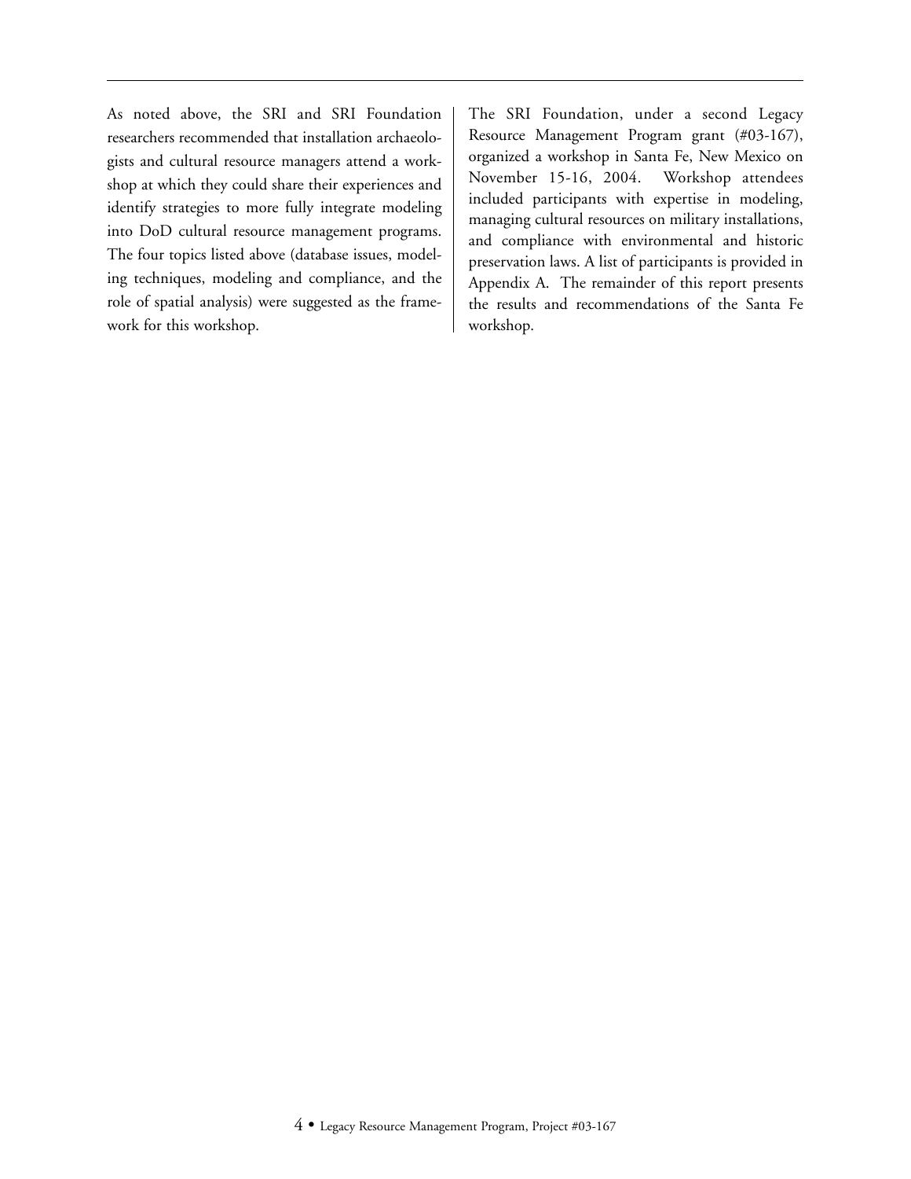As noted above, the SRI and SRI Foundation researchers recommended that installation archaeologists and cultural resource managers attend a workshop at which they could share their experiences and identify strategies to more fully integrate modeling into DoD cultural resource management programs. The four topics listed above (database issues, modeling techniques, modeling and compliance, and the role of spatial analysis) were suggested as the framework for this workshop.

The SRI Foundation, under a second Legacy Resource Management Program grant (#03-167), organized a workshop in Santa Fe, New Mexico on November 15-16, 2004. Workshop attendees included participants with expertise in modeling, managing cultural resources on military installations, and compliance with environmental and historic preservation laws. A list of participants is provided in Appendix A. The remainder of this report presents the results and recommendations of the Santa Fe workshop.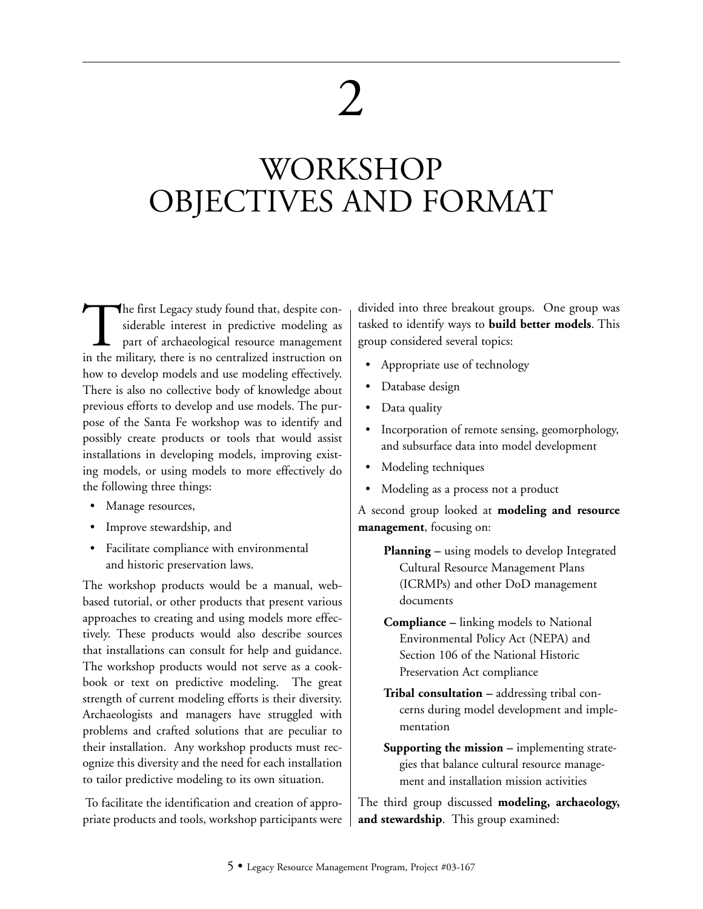# 2

# WORKSHOP OBJECTIVES AND FORMAT

The first Legacy study found that, despite considerable interest in predictive modeling as part of archaeological resource management in the military, there is no centralized instruction on how to develop models and use modeling effectively. There is also no collective body of knowledge about previous efforts to develop and use models. The purpose of the Santa Fe workshop was to identify and possibly create products or tools that would assist installations in developing models, improving existing models, or using models to more effectively do the following three things:

- Manage resources,
- Improve stewardship, and
- Facilitate compliance with environmental and historic preservation laws.

The workshop products would be a manual, web-based tutorial, or other products that present various approaches to creating and using models more effectively. These products would also describe sources that installations can consult for help and guidance. The workshop products would not serve as a cookbook or text on predictive modeling. The great strength of current modeling efforts is their diversity. Archaeologists and managers have struggled with problems and crafted solutions that are peculiar to their installation. Any workshop products must recognize this diversity and the need for each installation to tailor predictive modeling to its own situation.

To facilitate the identification and creation of appropriate products and tools, workshop participants were divided into three breakout groups. One group was tasked to identify ways to **build better models**. This group considered several topics:

- Appropriate use of technology
- Database design
- Data quality
- Incorporation of remote sensing, geomorphology, and subsurface data into model development
- Modeling techniques
- Modeling as a process not a product

A second group looked at **modeling and resource management**, focusing on:

**Planning –** using models to develop Integrated Cultural Resource Management Plans (ICRMPs) and other DoD management documents

**Compliance –** linking models to National Environmental Policy Act (NEPA) and Section 106 of the National Historic Preservation Act compliance

**Tribal consultation –** addressing tribal concerns during model development and implementation

**Supporting the mission –** implementing strategies that balance cultural resource management and installation mission activities

The third group discussed **modeling, archaeology, and stewardship**. This group examined: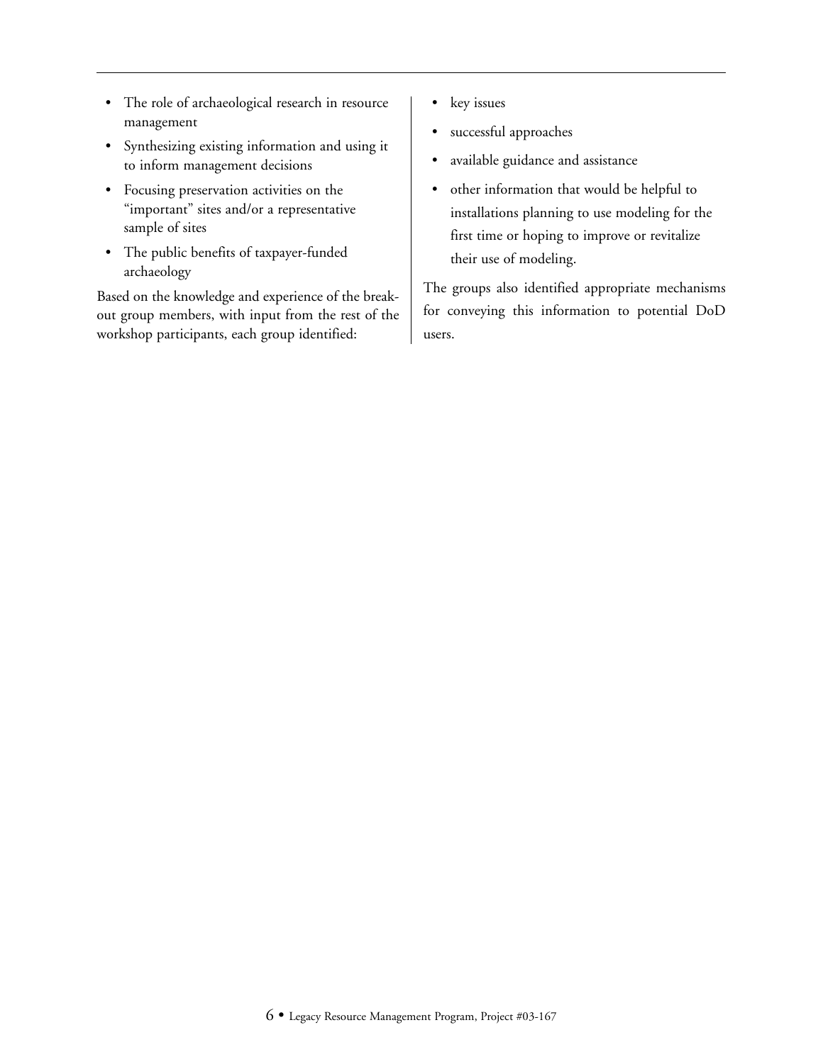- The role of archaeological research in resource management
- Synthesizing existing information and using it to inform management decisions
- Focusing preservation activities on the "important" sites and/or a representative sample of sites
- The public benefits of taxpayer-funded archaeology

Based on the knowledge and experience of the break-out group members, with input from the rest of the workshop participants, each group identified:

- key issues
- successful approaches
- available guidance and assistance
- other information that would be helpful to installations planning to use modeling for the first time or hoping to improve or revitalize their use of modeling.

The groups also identified appropriate mechanisms for conveying this information to potential DoD users.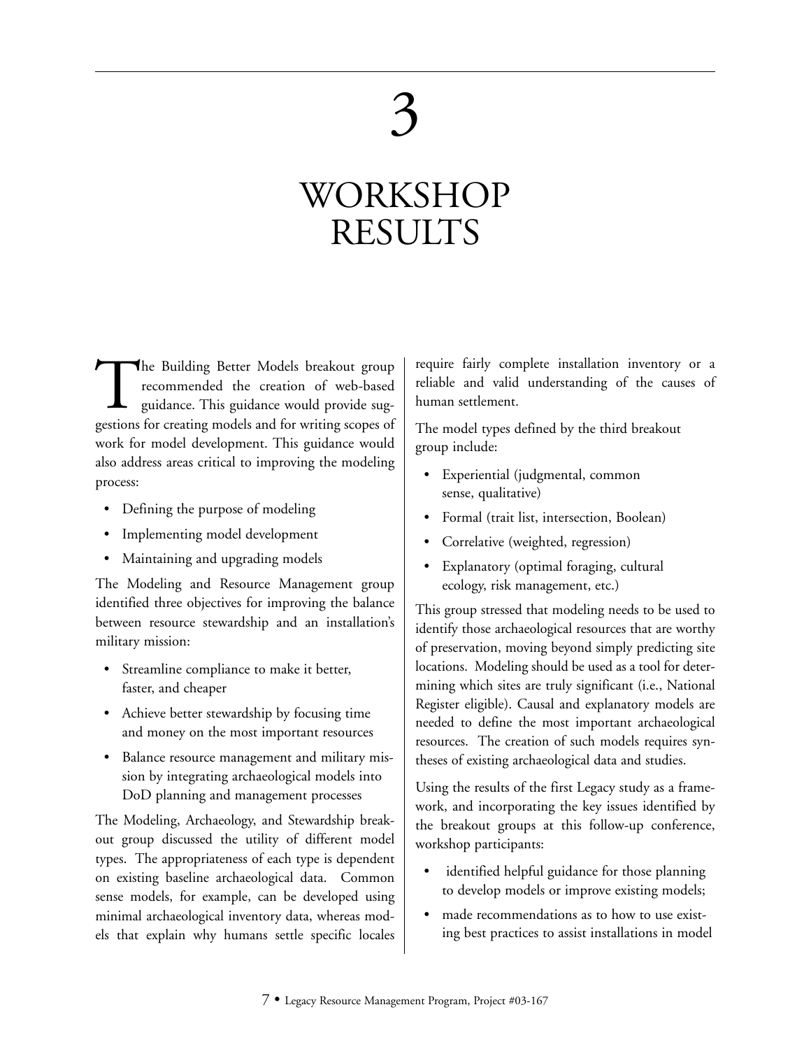# 3

# WORKSHOP RESULTS

The Building Better Models breakout group recommended the creation of web-based guidance. This guidance would provide suggestions for creating models and for writing scopes of work for model development. This guidance would also address areas critical to improving the modeling process:

- Defining the purpose of modeling
- Implementing model development
- Maintaining and upgrading models

The Modeling and Resource Management group identified three objectives for improving the balance between resource stewardship and an installation's military mission:

- Streamline compliance to make it better, faster, and cheaper
- Achieve better stewardship by focusing time and money on the most important resources
- Balance resource management and military mission by integrating archaeological models into DoD planning and management processes

The Modeling, Archaeology, and Stewardship breakout group discussed the utility of different model types. The appropriateness of each type is dependent on existing baseline archaeological data. Common sense models, for example, can be developed using minimal archaeological inventory data, whereas models that explain why humans settle specific locales require fairly complete installation inventory or a reliable and valid understanding of the causes of human settlement.

The model types defined by the third breakout group include:

- Experiential (judgmental, common sense, qualitative)
- Formal (trait list, intersection, Boolean)
- Correlative (weighted, regression)
- Explanatory (optimal foraging, cultural ecology, risk management, etc.)

This group stressed that modeling needs to be used to identify those archaeological resources that are worthy of preservation, moving beyond simply predicting site locations. Modeling should be used as a tool for determining which sites are truly significant (i.e., National Register eligible). Causal and explanatory models are needed to define the most important archaeological resources. The creation of such models requires syntheses of existing archaeological data and studies.

Using the results of the first Legacy study as a framework, and incorporating the key issues identified by the breakout groups at this follow-up conference, workshop participants:

- identified helpful guidance for those planning to develop models or improve existing models;
- made recommendations as to how to use existing best practices to assist installations in model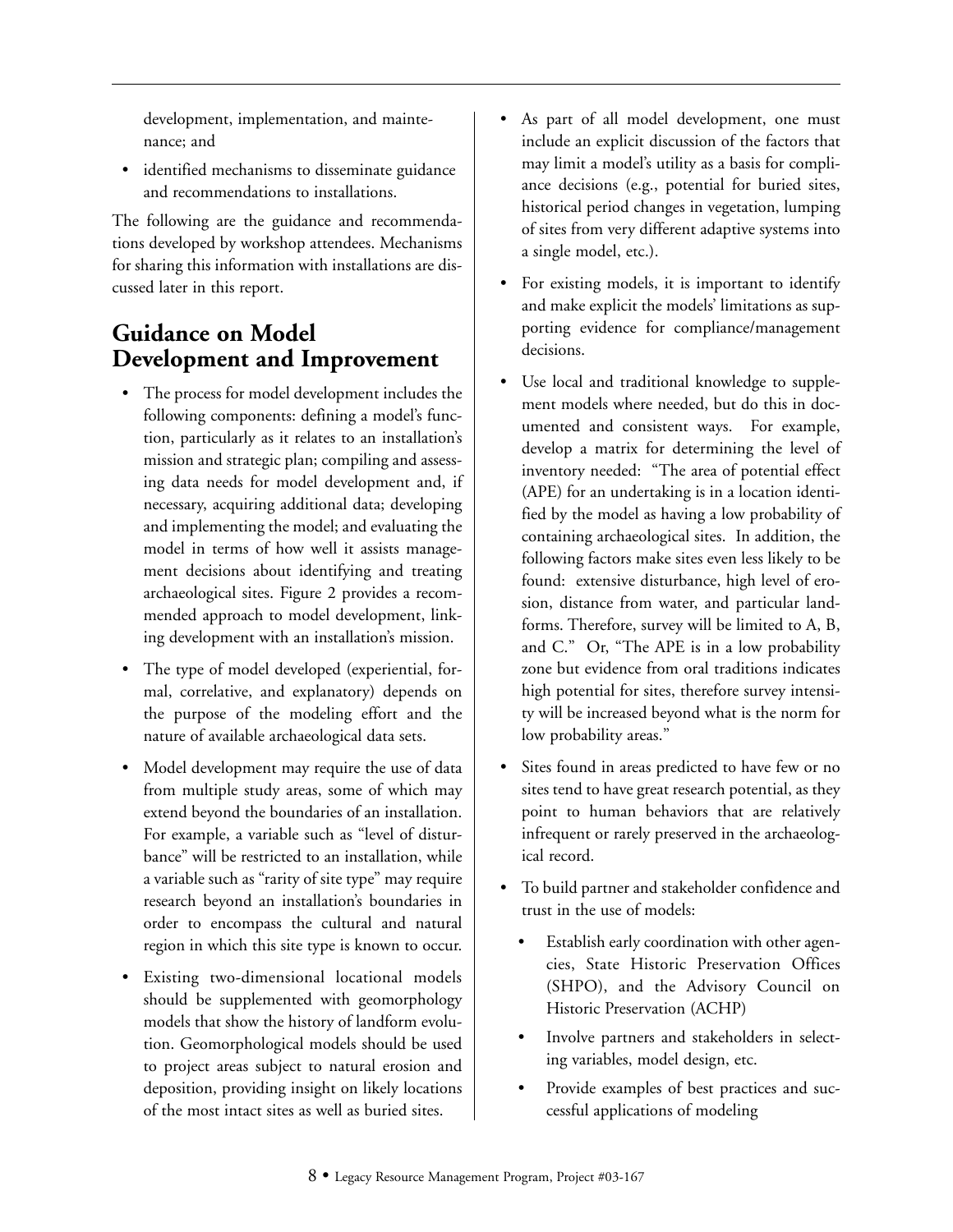development, implementation, and maintenance; and

- identified mechanisms to disseminate guidance and recommendations to installations.

The following are the guidance and recommendations developed by workshop attendees. Mechanisms for sharing this information with installations are discussed later in this report.

## Guidance on Model Development and Improvement

- The process for model development includes the following components: defining a model's function, particularly as it relates to an installation's mission and strategic plan; compiling and assessing data needs for model development and, if necessary, acquiring additional data; developing and implementing the model; and evaluating the model in terms of how well it assists management decisions about identifying and treating archaeological sites. Figure 2 provides a recommended approach to model development, linking development with an installation's mission.
- The type of model developed (experiential, formal, correlative, and explanatory) depends on the purpose of the modeling effort and the nature of available archaeological data sets.
- Model development may require the use of data from multiple study areas, some of which may extend beyond the boundaries of an installation. For example, a variable such as "level of disturbance" will be restricted to an installation, while a variable such as "rarity of site type" may require research beyond an installation's boundaries in order to encompass the cultural and natural region in which this site type is known to occur.
- Existing two-dimensional locational models should be supplemented with geomorphology models that show the history of landform evolution. Geomorphological models should be used to project areas subject to natural erosion and deposition, providing insight on likely locations of the most intact sites as well as buried sites.
- As part of all model development, one must include an explicit discussion of the factors that may limit a model's utility as a basis for compliance decisions (e.g., potential for buried sites, historical period changes in vegetation, lumping of sites from very different adaptive systems into a single model, etc.).
- For existing models, it is important to identify and make explicit the models' limitations as supporting evidence for compliance/management decisions.
- Use local and traditional knowledge to supplement models where needed, but do this in documented and consistent ways. For example, develop a matrix for determining the level of inventory needed: "The area of potential effect (APE) for an undertaking is in a location identified by the model as having a low probability of containing archaeological sites. In addition, the following factors make sites even less likely to be found: extensive disturbance, high level of erosion, distance from water, and particular landforms. Therefore, survey will be limited to A, B, and C." Or, "The APE is in a low probability zone but evidence from oral traditions indicates high potential for sites, therefore survey intensity will be increased beyond what is the norm for low probability areas."
- Sites found in areas predicted to have few or no sites tend to have great research potential, as they point to human behaviors that are relatively infrequent or rarely preserved in the archaeological record.
- To build partner and stakeholder confidence and trust in the use of models:
  - Establish early coordination with other agencies, State Historic Preservation Offices (SHPO), and the Advisory Council on Historic Preservation (ACHP)
  - Involve partners and stakeholders in selecting variables, model design, etc.
  - Provide examples of best practices and successful applications of modeling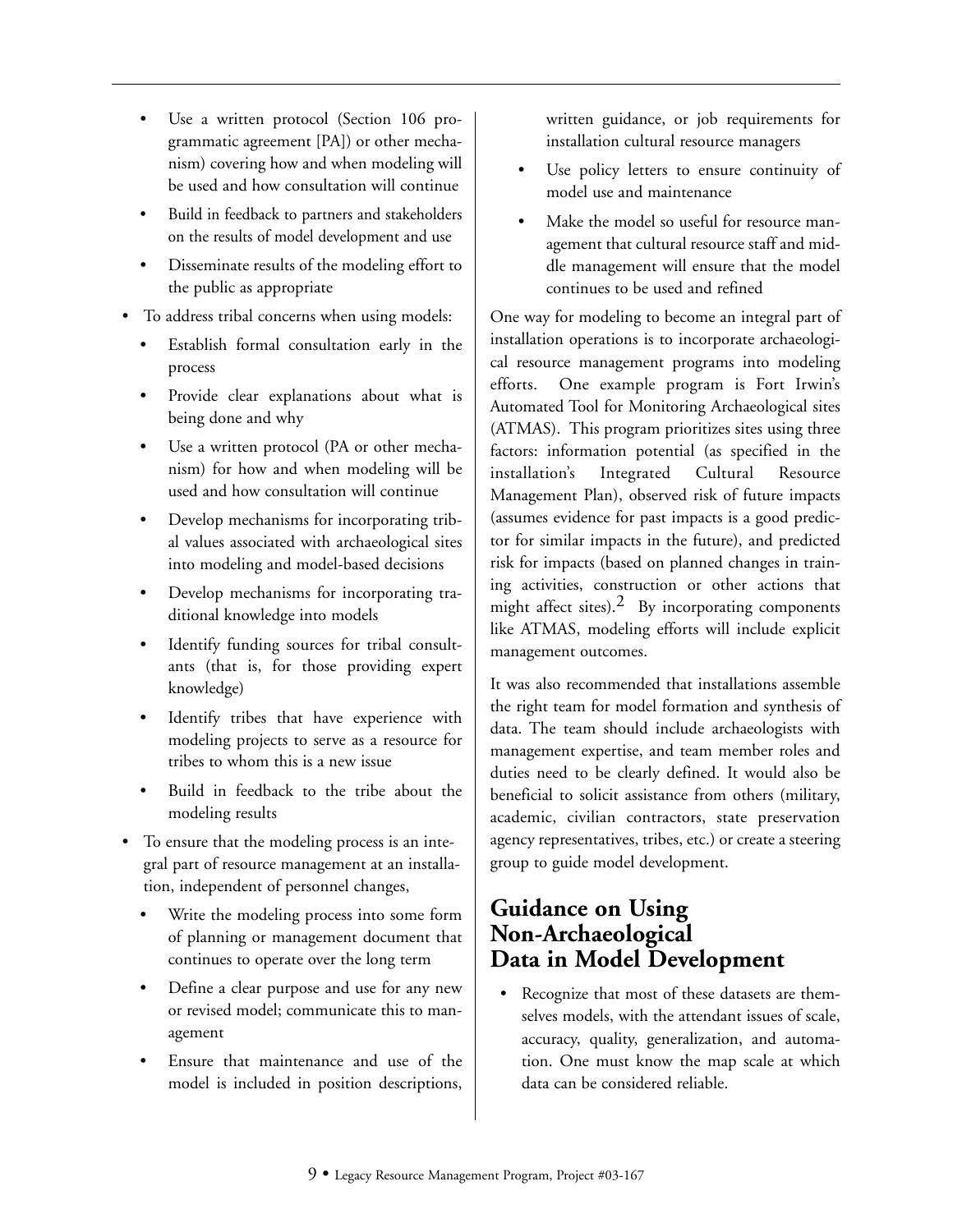- Use a written protocol (Section 106 programmatic agreement [PA]) or other mechanism) covering how and when modeling will be used and how consultation will continue
- Build in feedback to partners and stakeholders on the results of model development and use
- Disseminate results of the modeling effort to the public as appropriate

- To address tribal concerns when using models:
  - Establish formal consultation early in the process
  - Provide clear explanations about what is being done and why
  - Use a written protocol (PA or other mechanism) for how and when modeling will be used and how consultation will continue
  - Develop mechanisms for incorporating tribal values associated with archaeological sites into modeling and model-based decisions
  - Develop mechanisms for incorporating traditional knowledge into models
  - Identify funding sources for tribal consultants (that is, for those providing expert knowledge)
  - Identify tribes that have experience with modeling projects to serve as a resource for tribes to whom this is a new issue
  - Build in feedback to the tribe about the modeling results

- To ensure that the modeling process is an integral part of resource management at an installation, independent of personnel changes,
  - Write the modeling process into some form of planning or management document that continues to operate over the long term
  - Define a clear purpose and use for any new or revised model; communicate this to management
  - Ensure that maintenance and use of the model is included in position descriptions, written guidance, or job requirements for installation cultural resource managers
  - Use policy letters to ensure continuity of model use and maintenance
  - Make the model so useful for resource management that cultural resource staff and middle management will ensure that the model continues to be used and refined

One way for modeling to become an integral part of installation operations is to incorporate archaeological resource management programs into modeling efforts. One example program is Fort Irwin's Automated Tool for Monitoring Archaeological sites (ATMAS). This program prioritizes sites using three factors: information potential (as specified in the installation's Integrated Cultural Resource Management Plan), observed risk of future impacts (assumes evidence for past impacts is a good predictor for similar impacts in the future), and predicted risk for impacts (based on planned changes in training activities, construction or other actions that might affect sites).[2] By incorporating components like ATMAS, modeling efforts will include explicit management outcomes.

It was also recommended that installations assemble the right team for model formation and synthesis of data. The team should include archaeologists with management expertise, and team member roles and duties need to be clearly defined. It would also be beneficial to solicit assistance from others (military, academic, civilian contractors, state preservation agency representatives, tribes, etc.) or create a steering group to guide model development.

## Guidance on Using Non-Archaeological Data in Model Development

- Recognize that most of these datasets are themselves models, with the attendant issues of scale, accuracy, quality, generalization, and automation. One must know the map scale at which data can be considered reliable.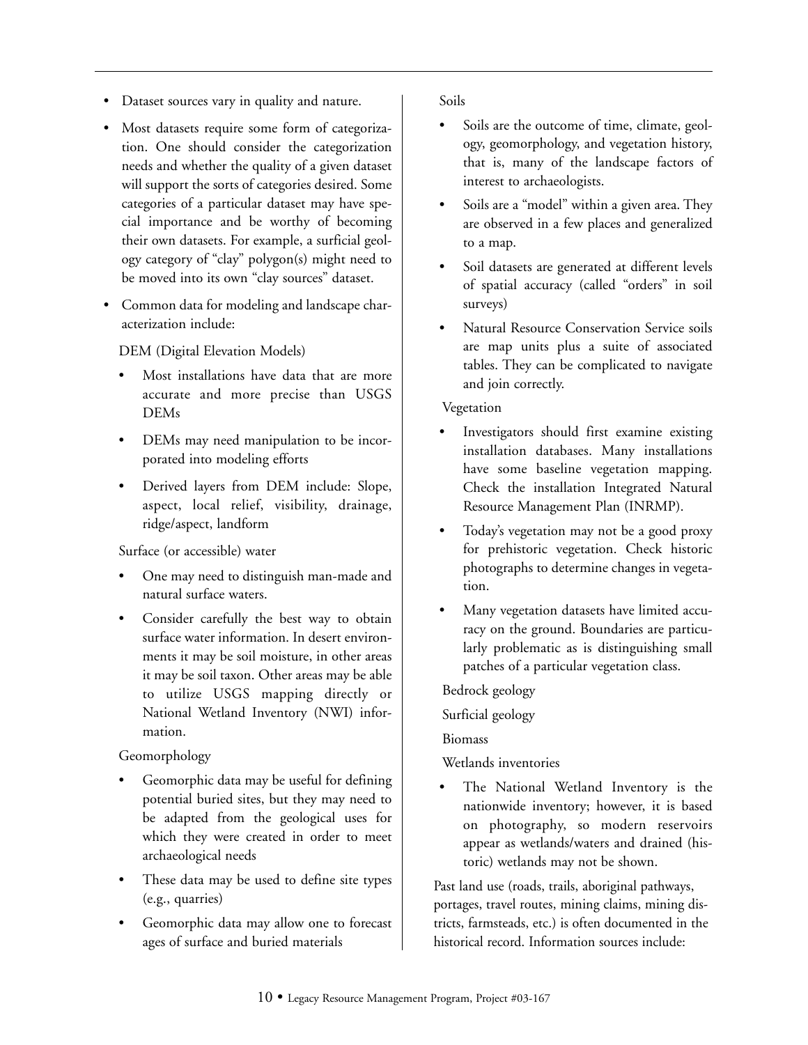- Dataset sources vary in quality and nature.
- Most datasets require some form of categorization. One should consider the categorization needs and whether the quality of a given dataset will support the sorts of categories desired. Some categories of a particular dataset may have special importance and be worthy of becoming their own datasets. For example, a surficial geology category of "clay" polygon(s) might need to be moved into its own "clay sources" dataset.
- Common data for modeling and landscape characterization include:

  DEM (Digital Elevation Models)

  - Most installations have data that are more accurate and more precise than USGS DEMs
  - DEMs may need manipulation to be incorporated into modeling efforts
  - Derived layers from DEM include: Slope, aspect, local relief, visibility, drainage, ridge/aspect, landform

  Surface (or accessible) water

  - One may need to distinguish man-made and natural surface waters.
  - Consider carefully the best way to obtain surface water information. In desert environments it may be soil moisture, in other areas it may be soil taxon. Other areas may be able to utilize USGS mapping directly or National Wetland Inventory (NWI) information.

  Geomorphology

  - Geomorphic data may be useful for defining potential buried sites, but they may need to be adapted from the geological uses for which they were created in order to meet archaeological needs
  - These data may be used to define site types (e.g., quarries)
  - Geomorphic data may allow one to forecast ages of surface and buried materials

  Soils

  - Soils are the outcome of time, climate, geology, geomorphology, and vegetation history, that is, many of the landscape factors of interest to archaeologists.
  - Soils are a "model" within a given area. They are observed in a few places and generalized to a map.
  - Soil datasets are generated at different levels of spatial accuracy (called "orders" in soil surveys)
  - Natural Resource Conservation Service soils are map units plus a suite of associated tables. They can be complicated to navigate and join correctly.

  Vegetation

  - Investigators should first examine existing installation databases. Many installations have some baseline vegetation mapping. Check the installation Integrated Natural Resource Management Plan (INRMP).
  - Today's vegetation may not be a good proxy for prehistoric vegetation. Check historic photographs to determine changes in vegetation.
  - Many vegetation datasets have limited accuracy on the ground. Boundaries are particularly problematic as is distinguishing small patches of a particular vegetation class.

  Bedrock geology

  Surficial geology

  Biomass

  Wetlands inventories

  - The National Wetland Inventory is the nationwide inventory; however, it is based on photography, so modern reservoirs appear as wetlands/waters and drained (historic) wetlands may not be shown.

Past land use (roads, trails, aboriginal pathways, portages, travel routes, mining claims, mining districts, farmsteads, etc.) is often documented in the historical record. Information sources include: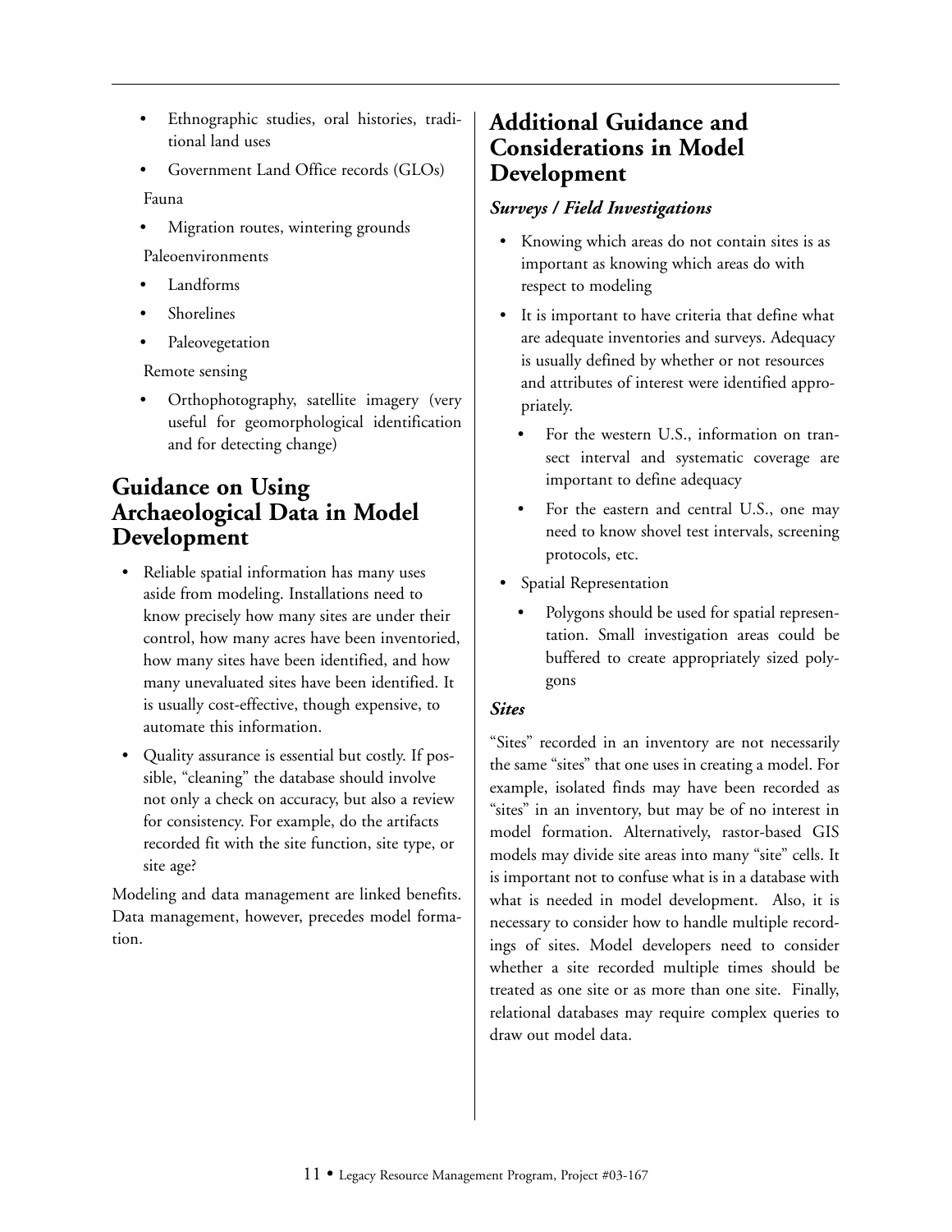- Ethnographic studies, oral histories, traditional land uses
- Government Land Office records (GLOs)

Fauna

- Migration routes, wintering grounds

Paleoenvironments

- Landforms
- Shorelines
- Paleovegetation

Remote sensing

- Orthophotography, satellite imagery (very useful for geomorphological identification and for detecting change)

## Guidance on Using Archaeological Data in Model Development

- Reliable spatial information has many uses aside from modeling. Installations need to know precisely how many sites are under their control, how many acres have been inventoried, how many sites have been identified, and how many unevaluated sites have been identified. It is usually cost-effective, though expensive, to automate this information.
- Quality assurance is essential but costly. If possible, "cleaning" the database should involve not only a check on accuracy, but also a review for consistency. For example, do the artifacts recorded fit with the site function, site type, or site age?

Modeling and data management are linked benefits. Data management, however, precedes model formation.

## Additional Guidance and Considerations in Model Development

### *Surveys / Field Investigations*

- Knowing which areas do not contain sites is as important as knowing which areas do with respect to modeling
- It is important to have criteria that define what are adequate inventories and surveys. Adequacy is usually defined by whether or not resources and attributes of interest were identified appropriately.
  - For the western U.S., information on transect interval and systematic coverage are important to define adequacy
  - For the eastern and central U.S., one may need to know shovel test intervals, screening protocols, etc.
- Spatial Representation
  - Polygons should be used for spatial representation. Small investigation areas could be buffered to create appropriately sized polygons

### *Sites*

"Sites" recorded in an inventory are not necessarily the same "sites" that one uses in creating a model. For example, isolated finds may have been recorded as "sites" in an inventory, but may be of no interest in model formation. Alternatively, rastor-based GIS models may divide site areas into many "site" cells. It is important not to confuse what is in a database with what is needed in model development. Also, it is necessary to consider how to handle multiple recordings of sites. Model developers need to consider whether a site recorded multiple times should be treated as one site or as more than one site. Finally, relational databases may require complex queries to draw out model data.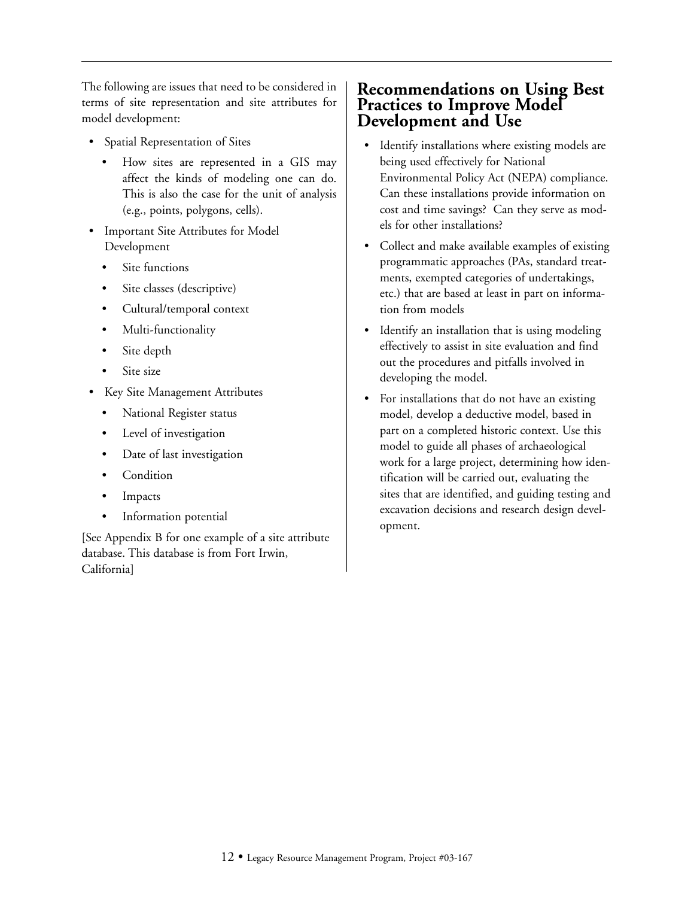The following are issues that need to be considered in terms of site representation and site attributes for model development:

- Spatial Representation of Sites
  - How sites are represented in a GIS may affect the kinds of modeling one can do. This is also the case for the unit of analysis (e.g., points, polygons, cells).
- Important Site Attributes for Model Development
  - Site functions
  - Site classes (descriptive)
  - Cultural/temporal context
  - Multi-functionality
  - Site depth
  - Site size
- Key Site Management Attributes
  - National Register status
  - Level of investigation
  - Date of last investigation
  - Condition
  - Impacts
  - Information potential

[See Appendix B for one example of a site attribute database. This database is from Fort Irwin, California]

## Recommendations on Using Best Practices to Improve Model Development and Use

- Identify installations where existing models are being used effectively for National Environmental Policy Act (NEPA) compliance. Can these installations provide information on cost and time savings? Can they serve as models for other installations?
- Collect and make available examples of existing programmatic approaches (PAs, standard treatments, exempted categories of undertakings, etc.) that are based at least in part on information from models
- Identify an installation that is using modeling effectively to assist in site evaluation and find out the procedures and pitfalls involved in developing the model.
- For installations that do not have an existing model, develop a deductive model, based in part on a completed historic context. Use this model to guide all phases of archaeological work for a large project, determining how identification will be carried out, evaluating the sites that are identified, and guiding testing and excavation decisions and research design development.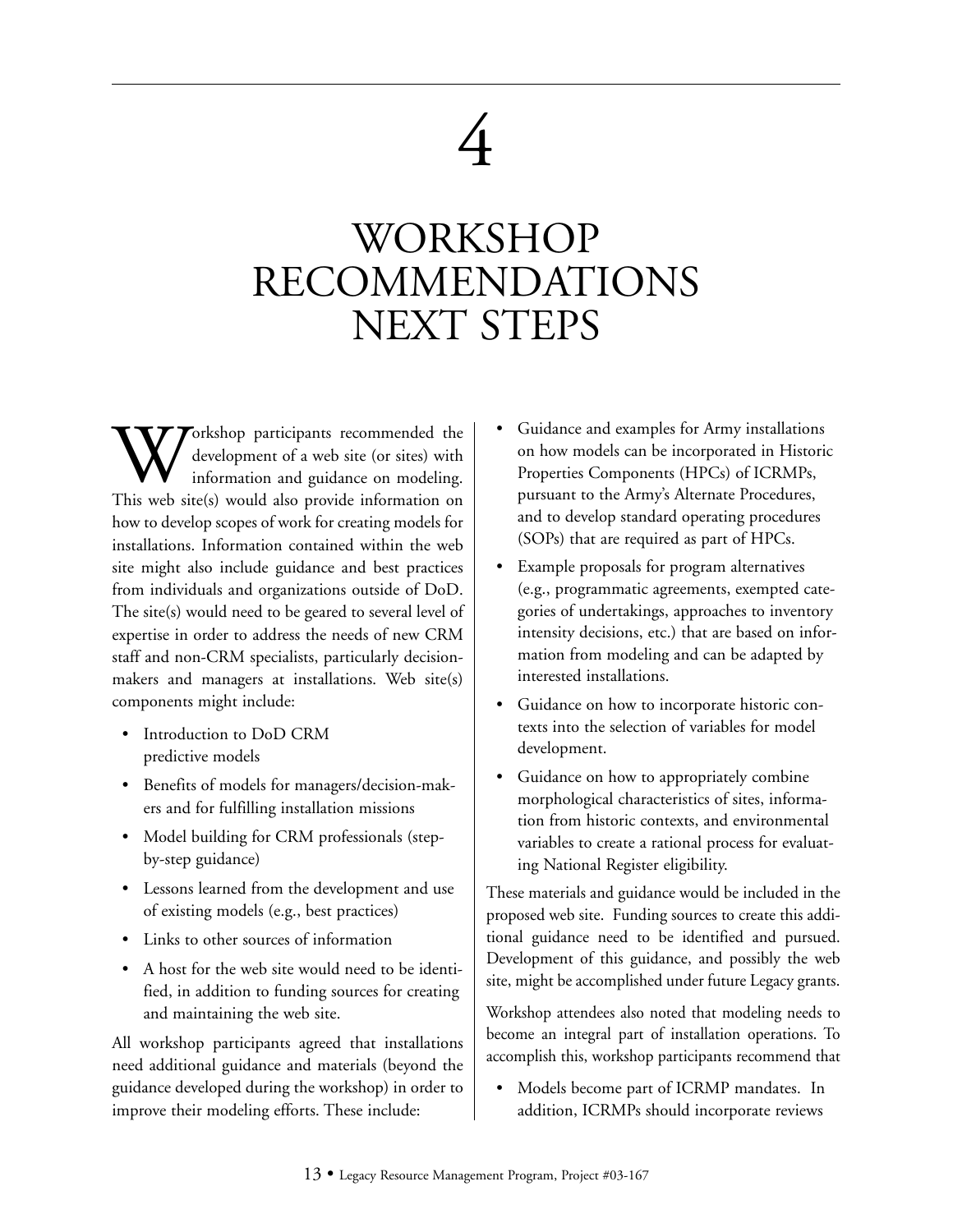# 4

# WORKSHOP RECOMMENDATIONS NEXT STEPS

Workshop participants recommended the development of a web site (or sites) with information and guidance on modeling. This web site(s) would also provide information on how to develop scopes of work for creating models for installations. Information contained within the web site might also include guidance and best practices from individuals and organizations outside of DoD. The site(s) would need to be geared to several level of expertise in order to address the needs of new CRM staff and non-CRM specialists, particularly decision-makers and managers at installations. Web site(s) components might include:

- Introduction to DoD CRM predictive models
- Benefits of models for managers/decision-makers and for fulfilling installation missions
- Model building for CRM professionals (step-by-step guidance)
- Lessons learned from the development and use of existing models (e.g., best practices)
- Links to other sources of information
- A host for the web site would need to be identified, in addition to funding sources for creating and maintaining the web site.

All workshop participants agreed that installations need additional guidance and materials (beyond the guidance developed during the workshop) in order to improve their modeling efforts. These include:

- Guidance and examples for Army installations on how models can be incorporated in Historic Properties Components (HPCs) of ICRMPs, pursuant to the Army's Alternate Procedures, and to develop standard operating procedures (SOPs) that are required as part of HPCs.
- Example proposals for program alternatives (e.g., programmatic agreements, exempted categories of undertakings, approaches to inventory intensity decisions, etc.) that are based on information from modeling and can be adapted by interested installations.
- Guidance on how to incorporate historic contexts into the selection of variables for model development.
- Guidance on how to appropriately combine morphological characteristics of sites, information from historic contexts, and environmental variables to create a rational process for evaluating National Register eligibility.

These materials and guidance would be included in the proposed web site. Funding sources to create this additional guidance need to be identified and pursued. Development of this guidance, and possibly the web site, might be accomplished under future Legacy grants.

Workshop attendees also noted that modeling needs to become an integral part of installation operations. To accomplish this, workshop participants recommend that

- Models become part of ICRMP mandates. In addition, ICRMPs should incorporate reviews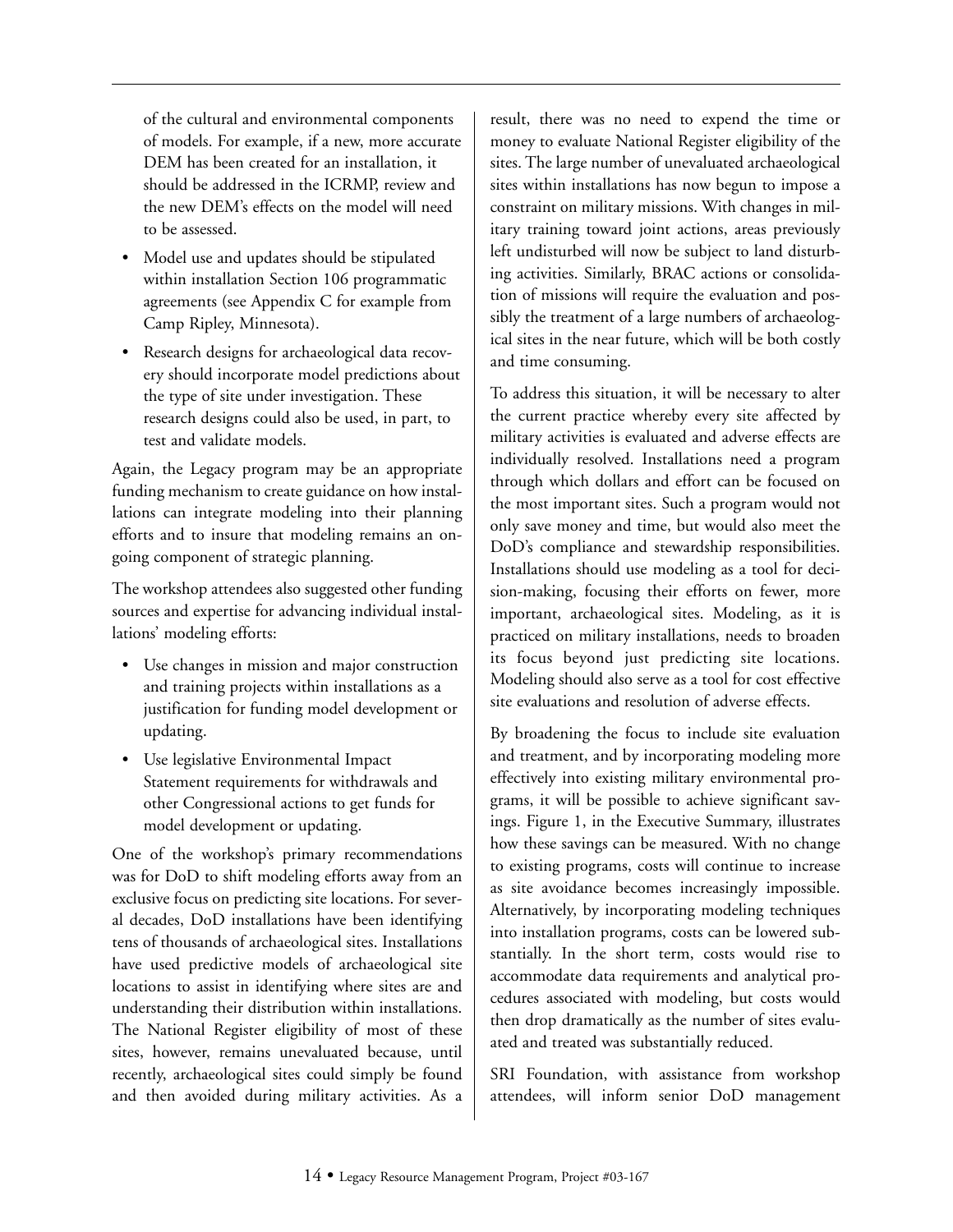of the cultural and environmental components of models. For example, if a new, more accurate DEM has been created for an installation, it should be addressed in the ICRMP, review and the new DEM's effects on the model will need to be assessed.

- Model use and updates should be stipulated within installation Section 106 programmatic agreements (see Appendix C for example from Camp Ripley, Minnesota).
- Research designs for archaeological data recovery should incorporate model predictions about the type of site under investigation. These research designs could also be used, in part, to test and validate models.

Again, the Legacy program may be an appropriate funding mechanism to create guidance on how installations can integrate modeling into their planning efforts and to insure that modeling remains an ongoing component of strategic planning.

The workshop attendees also suggested other funding sources and expertise for advancing individual installations' modeling efforts:

- Use changes in mission and major construction and training projects within installations as a justification for funding model development or updating.
- Use legislative Environmental Impact Statement requirements for withdrawals and other Congressional actions to get funds for model development or updating.

One of the workshop's primary recommendations was for DoD to shift modeling efforts away from an exclusive focus on predicting site locations. For several decades, DoD installations have been identifying tens of thousands of archaeological sites. Installations have used predictive models of archaeological site locations to assist in identifying where sites are and understanding their distribution within installations. The National Register eligibility of most of these sites, however, remains unevaluated because, until recently, archaeological sites could simply be found and then avoided during military activities. As a result, there was no need to expend the time or money to evaluate National Register eligibility of the sites. The large number of unevaluated archaeological sites within installations has now begun to impose a constraint on military missions. With changes in military training toward joint actions, areas previously left undisturbed will now be subject to land disturbing activities. Similarly, BRAC actions or consolidation of missions will require the evaluation and possibly the treatment of a large numbers of archaeological sites in the near future, which will be both costly and time consuming.

To address this situation, it will be necessary to alter the current practice whereby every site affected by military activities is evaluated and adverse effects are individually resolved. Installations need a program through which dollars and effort can be focused on the most important sites. Such a program would not only save money and time, but would also meet the DoD's compliance and stewardship responsibilities. Installations should use modeling as a tool for decision-making, focusing their efforts on fewer, more important, archaeological sites. Modeling, as it is practiced on military installations, needs to broaden its focus beyond just predicting site locations. Modeling should also serve as a tool for cost effective site evaluations and resolution of adverse effects.

By broadening the focus to include site evaluation and treatment, and by incorporating modeling more effectively into existing military environmental programs, it will be possible to achieve significant savings. Figure 1, in the Executive Summary, illustrates how these savings can be measured. With no change to existing programs, costs will continue to increase as site avoidance becomes increasingly impossible. Alternatively, by incorporating modeling techniques into installation programs, costs can be lowered substantially. In the short term, costs would rise to accommodate data requirements and analytical procedures associated with modeling, but costs would then drop dramatically as the number of sites evaluated and treated was substantially reduced.

SRI Foundation, with assistance from workshop attendees, will inform senior DoD management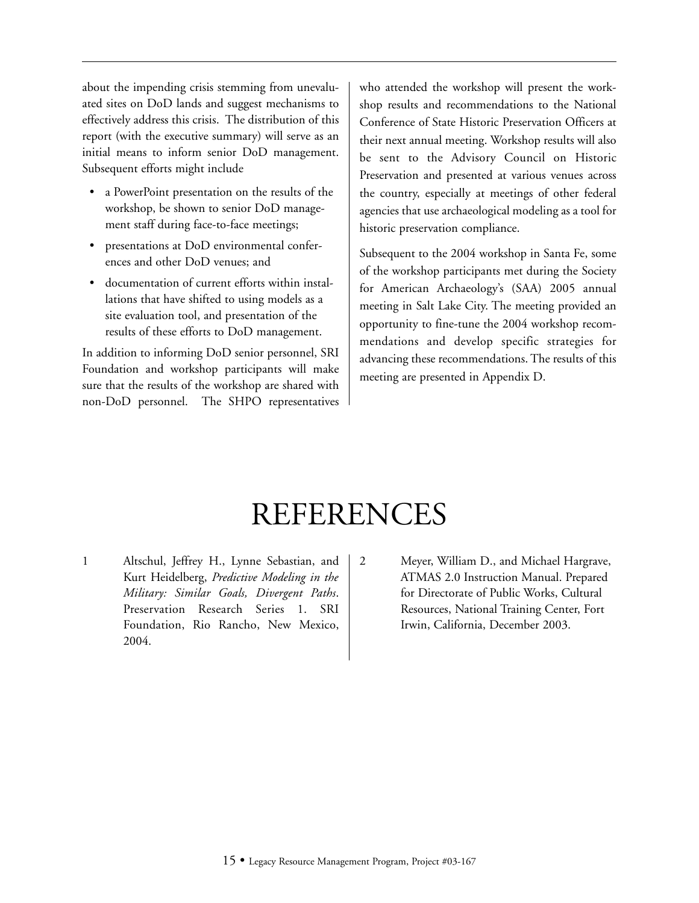about the impending crisis stemming from unevaluated sites on DoD lands and suggest mechanisms to effectively address this crisis. The distribution of this report (with the executive summary) will serve as an initial means to inform senior DoD management. Subsequent efforts might include

- a PowerPoint presentation on the results of the workshop, be shown to senior DoD management staff during face-to-face meetings;
- presentations at DoD environmental conferences and other DoD venues; and
- documentation of current efforts within installations that have shifted to using models as a site evaluation tool, and presentation of the results of these efforts to DoD management.

In addition to informing DoD senior personnel, SRI Foundation and workshop participants will make sure that the results of the workshop are shared with non-DoD personnel. The SHPO representatives who attended the workshop will present the workshop results and recommendations to the National Conference of State Historic Preservation Officers at their next annual meeting. Workshop results will also be sent to the Advisory Council on Historic Preservation and presented at various venues across the country, especially at meetings of other federal agencies that use archaeological modeling as a tool for historic preservation compliance.

Subsequent to the 2004 workshop in Santa Fe, some of the workshop participants met during the Society for American Archaeology's (SAA) 2005 annual meeting in Salt Lake City. The meeting provided an opportunity to fine-tune the 2004 workshop recommendations and develop specific strategies for advancing these recommendations. The results of this meeting are presented in Appendix D.

# REFERENCES

1. Altschul, Jeffrey H., Lynne Sebastian, and Kurt Heidelberg, *Predictive Modeling in the Military: Similar Goals, Divergent Paths*. Preservation Research Series 1. SRI Foundation, Rio Rancho, New Mexico, 2004.

2. Meyer, William D., and Michael Hargrave, ATMAS 2.0 Instruction Manual. Prepared for Directorate of Public Works, Cultural Resources, National Training Center, Fort Irwin, California, December 2003.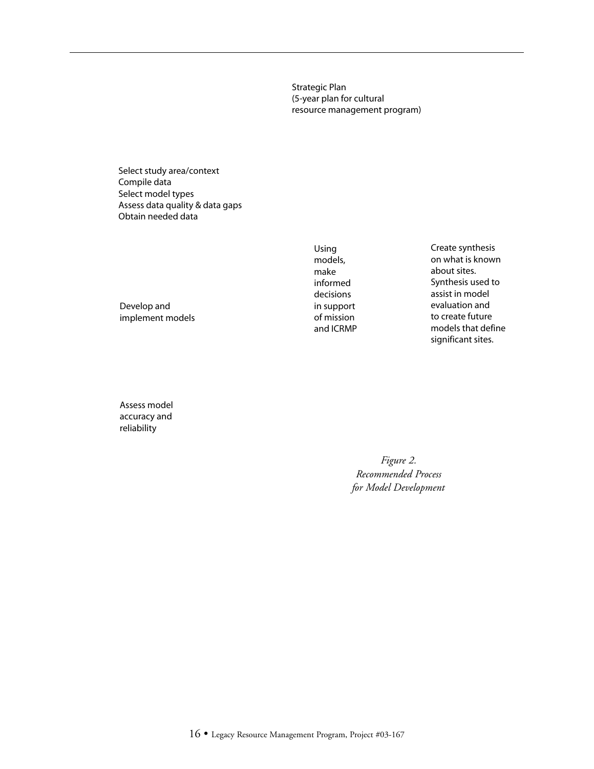Strategic Plan
(5-year plan for cultural
resource management program)

Select study area/context
Compile data
Select model types
Assess data quality & data gaps
Obtain needed data

Develop and
implement models

Using
models,
make
informed
decisions
in support
of mission
and ICRMP

Create synthesis
on what is known
about sites.
Synthesis used to
assist in model
evaluation and
to create future
models that define
significant sites.

Assess model
accuracy and
reliability

*Figure 2.
Recommended Process
for Model Development*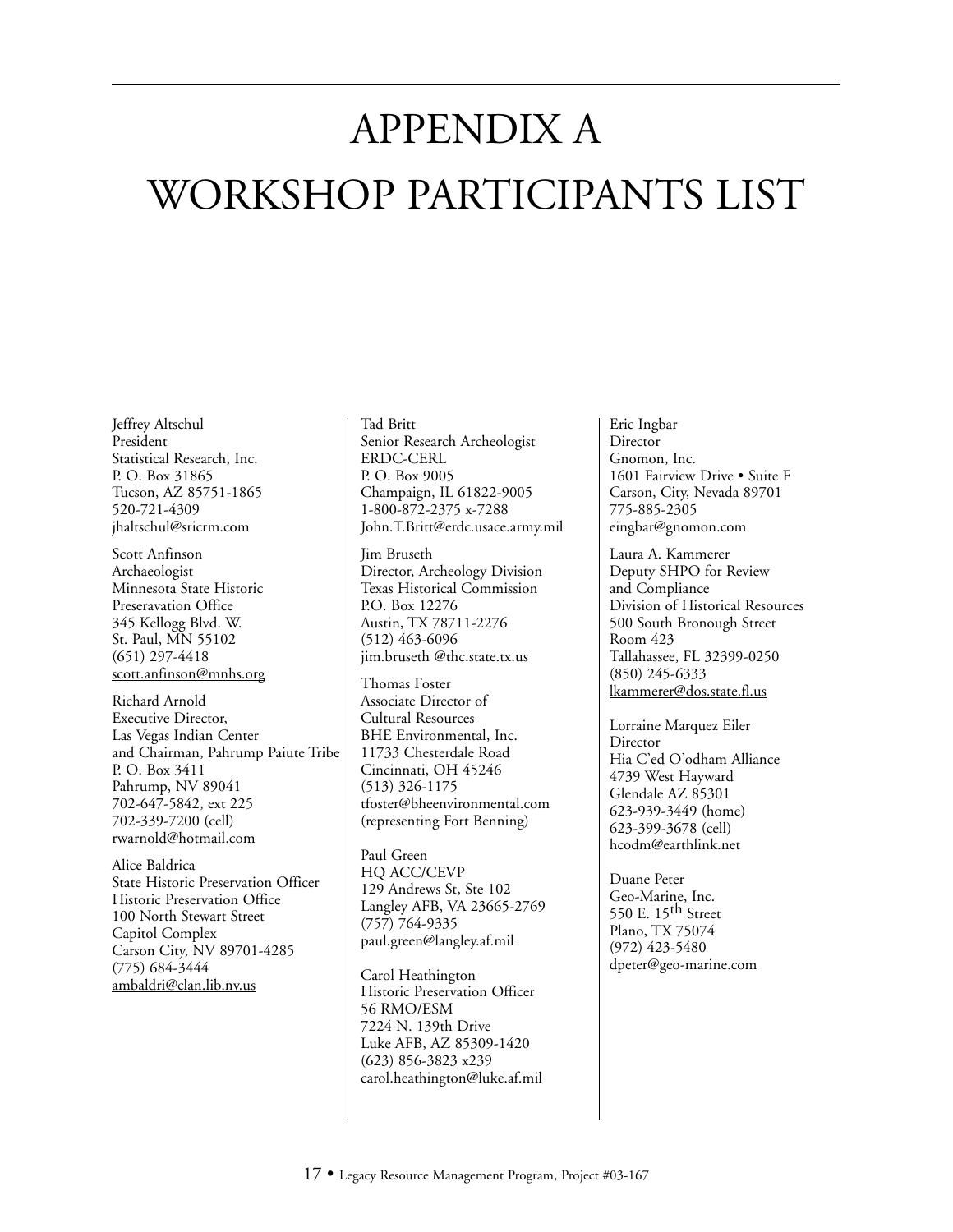# APPENDIX A
# WORKSHOP PARTICIPANTS LIST

Jeffrey Altschul
President
Statistical Research, Inc.
P. O. Box 31865
Tucson, AZ 85751-1865
520-721-4309
jhaltschul@sricrm.com

Scott Anfinson
Archaeologist
Minnesota State Historic
Preseravation Office
345 Kellogg Blvd. W.
St. Paul, MN 55102
(651) 297-4418
scott.anfinson@mnhs.org

Richard Arnold
Executive Director,
Las Vegas Indian Center
and Chairman, Pahrump Paiute Tribe
P. O. Box 3411
Pahrump, NV 89041
702-647-5842, ext 225
702-339-7200 (cell)
rwarnold@hotmail.com

Alice Baldrica
State Historic Preservation Officer
Historic Preservation Office
100 North Stewart Street
Capitol Complex
Carson City, NV 89701-4285
(775) 684-3444
ambaldri@clan.lib.nv.us

Tad Britt
Senior Research Archeologist
ERDC-CERL
P. O. Box 9005
Champaign, IL 61822-9005
1-800-872-2375 x-7288
John.T.Britt@erdc.usace.army.mil

Jim Bruseth
Director, Archeology Division
Texas Historical Commission
P.O. Box 12276
Austin, TX 78711-2276
(512) 463-6096
jim.bruseth @thc.state.tx.us

Thomas Foster
Associate Director of
Cultural Resources
BHE Environmental, Inc.
11733 Chesterdale Road
Cincinnati, OH 45246
(513) 326-1175
tfoster@bheenvironmental.com
(representing Fort Benning)

Paul Green
HQ ACC/CEVP
129 Andrews St, Ste 102
Langley AFB, VA 23665-2769
(757) 764-9335
paul.green@langley.af.mil

Carol Heathington
Historic Preservation Officer
56 RMO/ESM
7224 N. 139th Drive
Luke AFB, AZ 85309-1420
(623) 856-3823 x239
carol.heathington@luke.af.mil

Eric Ingbar
Director
Gnomon, Inc.
1601 Fairview Drive • Suite F
Carson, City, Nevada 89701
775-885-2305
eingbar@gnomon.com

Laura A. Kammerer
Deputy SHPO for Review
and Compliance
Division of Historical Resources
500 South Bronough Street
Room 423
Tallahassee, FL 32399-0250
(850) 245-6333
lkammerer@dos.state.fl.us

Lorraine Marquez Eiler
Director
Hia C'ed O'odham Alliance
4739 West Hayward
Glendale AZ 85301
623-939-3449 (home)
623-399-3678 (cell)
hcodm@earthlink.net

Duane Peter
Geo-Marine, Inc.
550 E. 15th Street
Plano, TX 75074
(972) 423-5480
dpeter@geo-marine.com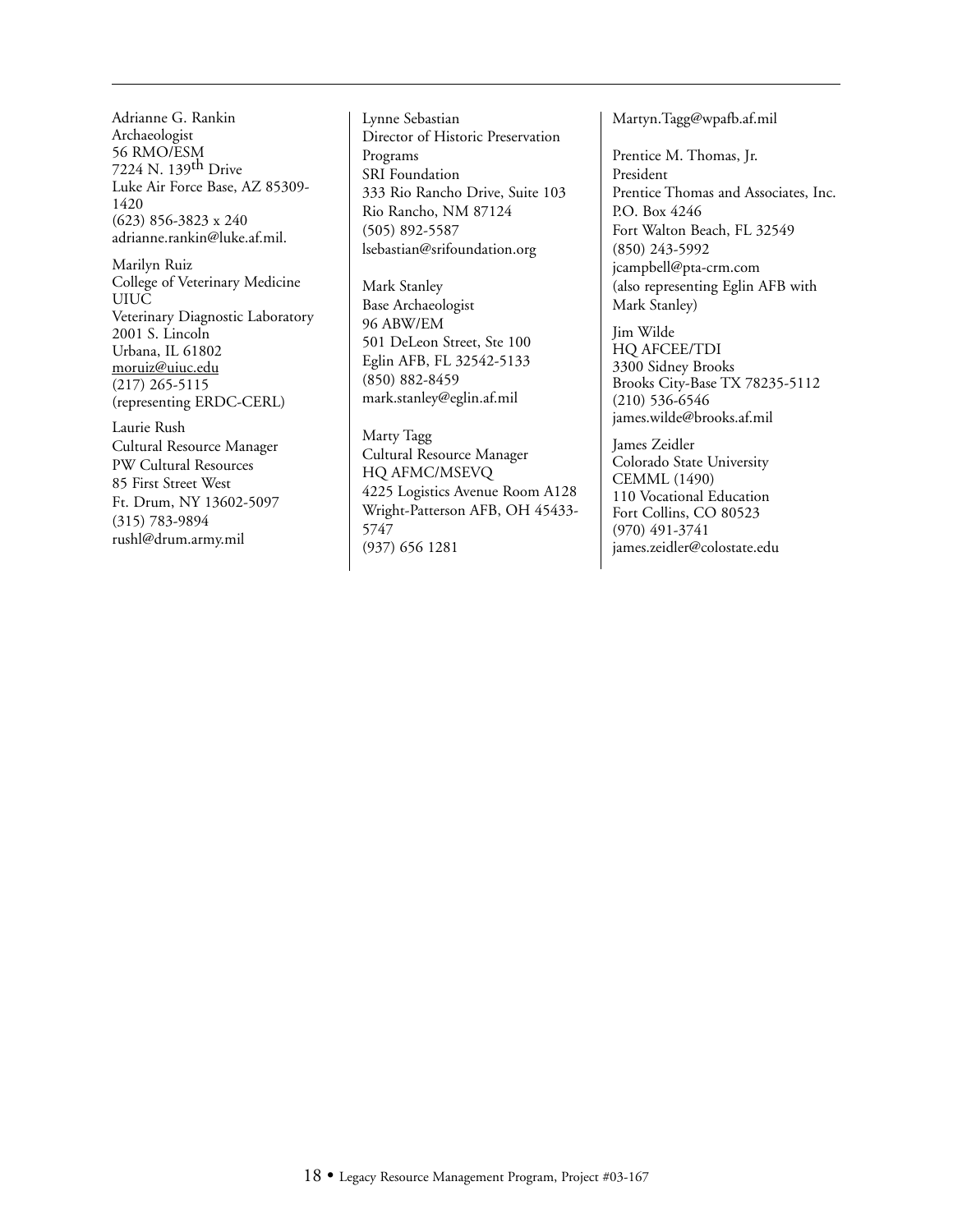Adrianne G. Rankin
Archaeologist
56 RMO/ESM
7224 N. 139th Drive
Luke Air Force Base, AZ 85309-1420
(623) 856-3823 x 240
adrianne.rankin@luke.af.mil.

Marilyn Ruiz
College of Veterinary Medicine
UIUC
Veterinary Diagnostic Laboratory
2001 S. Lincoln
Urbana, IL 61802
moruiz@uiuc.edu
(217) 265-5115
(representing ERDC-CERL)

Laurie Rush
Cultural Resource Manager
PW Cultural Resources
85 First Street West
Ft. Drum, NY 13602-5097
(315) 783-9894
rushl@drum.army.mil

Lynne Sebastian
Director of Historic Preservation Programs
SRI Foundation
333 Rio Rancho Drive, Suite 103
Rio Rancho, NM 87124
(505) 892-5587
lsebastian@srifoundation.org

Mark Stanley
Base Archaeologist
96 ABW/EM
501 DeLeon Street, Ste 100
Eglin AFB, FL 32542-5133
(850) 882-8459
mark.stanley@eglin.af.mil

Marty Tagg
Cultural Resource Manager
HQ AFMC/MSEVQ
4225 Logistics Avenue Room A128
Wright-Patterson AFB, OH 45433-5747
(937) 656 1281
Martyn.Tagg@wpafb.af.mil

Prentice M. Thomas, Jr.
President
Prentice Thomas and Associates, Inc.
P.O. Box 4246
Fort Walton Beach, FL 32549
(850) 243-5992
jcampbell@pta-crm.com
(also representing Eglin AFB with Mark Stanley)

Jim Wilde
HQ AFCEE/TDI
3300 Sidney Brooks
Brooks City-Base TX 78235-5112
(210) 536-6546
james.wilde@brooks.af.mil

James Zeidler
Colorado State University
CEMML (1490)
110 Vocational Education
Fort Collins, CO 80523
(970) 491-3741
james.zeidler@colostate.edu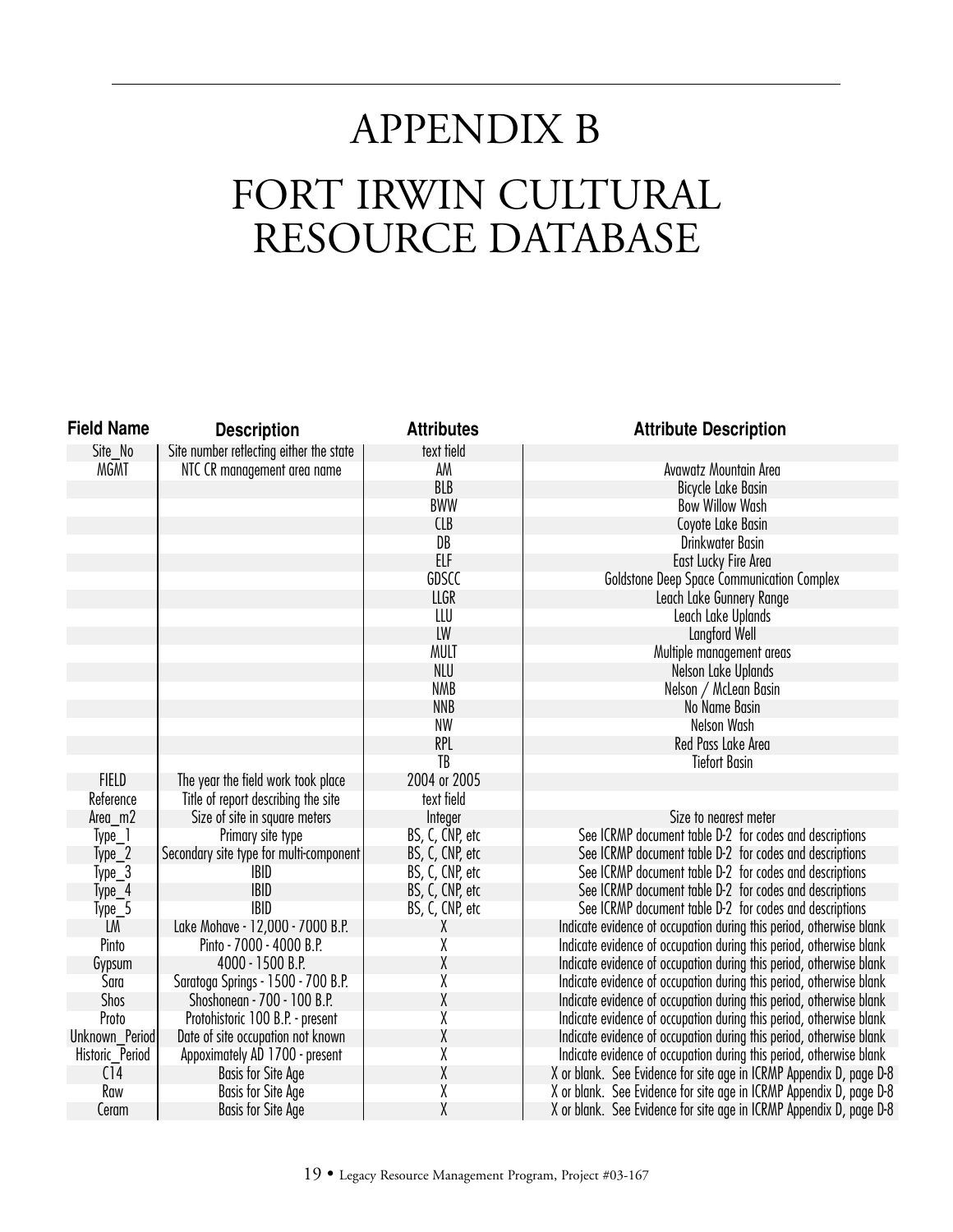# APPENDIX B

# FORT IRWIN CULTURAL RESOURCE DATABASE

| Field Name | Description | Attributes | Attribute Description |
|---|---|---|---|
| Site_No | Site number reflecting either the state | text field | |
| MGMT | NTC CR management area name | AM | Avawatz Mountain Area |
| | | BLB | Bicycle Lake Basin |
| | | BWW | Bow Willow Wash |
| | | CLB | Coyote Lake Basin |
| | | DB | Drinkwater Basin |
| | | ELF | East Lucky Fire Area |
| | | GDSCC | Goldstone Deep Space Communication Complex |
| | | LLGR | Leach Lake Gunnery Range |
| | | LLU | Leach Lake Uplands |
| | | LW | Langford Well |
| | | MULT | Multiple management areas |
| | | NLU | Nelson Lake Uplands |
| | | NMB | Nelson / McLean Basin |
| | | NNB | No Name Basin |
| | | NW | Nelson Wash |
| | | RPL | Red Pass Lake Area |
| | | TB | Tiefort Basin |
| FIELD | The year the field work took place | 2004 or 2005 | |
| Reference | Title of report describing the site | text field | |
| Area_m2 | Size of site in square meters | Integer | Size to nearest meter |
| Type_1 | Primary site type | BS, C, CNP, etc | See ICRMP document table D-2 for codes and descriptions |
| Type_2 | Secondary site type for multi-component | BS, C, CNP, etc | See ICRMP document table D-2 for codes and descriptions |
| Type_3 | IBID | BS, C, CNP, etc | See ICRMP document table D-2 for codes and descriptions |
| Type_4 | IBID | BS, C, CNP, etc | See ICRMP document table D-2 for codes and descriptions |
| Type_5 | IBID | BS, C, CNP, etc | See ICRMP document table D-2 for codes and descriptions |
| LM | Lake Mohave - 12,000 - 7000 B.P. | X | Indicate evidence of occupation during this period, otherwise blank |
| Pinto | Pinto - 7000 - 4000 B.P. | X | Indicate evidence of occupation during this period, otherwise blank |
| Gypsum | 4000 - 1500 B.P. | X | Indicate evidence of occupation during this period, otherwise blank |
| Sara | Saratoga Springs - 1500 - 700 B.P. | X | Indicate evidence of occupation during this period, otherwise blank |
| Shos | Shoshonean - 700 - 100 B.P. | X | Indicate evidence of occupation during this period, otherwise blank |
| Proto | Protohistoric 100 B.P. - present | X | Indicate evidence of occupation during this period, otherwise blank |
| Unknown_Period | Date of site occupation not known | X | Indicate evidence of occupation during this period, otherwise blank |
| Historic_Period | Appoximately AD 1700 - present | X | Indicate evidence of occupation during this period, otherwise blank |
| C14 | Basis for Site Age | X | X or blank. See Evidence for site age in ICRMP Appendix D, page D-8 |
| Raw | Basis for Site Age | X | X or blank. See Evidence for site age in ICRMP Appendix D, page D-8 |
| Ceram | Basis for Site Age | X | X or blank. See Evidence for site age in ICRMP Appendix D, page D-8 |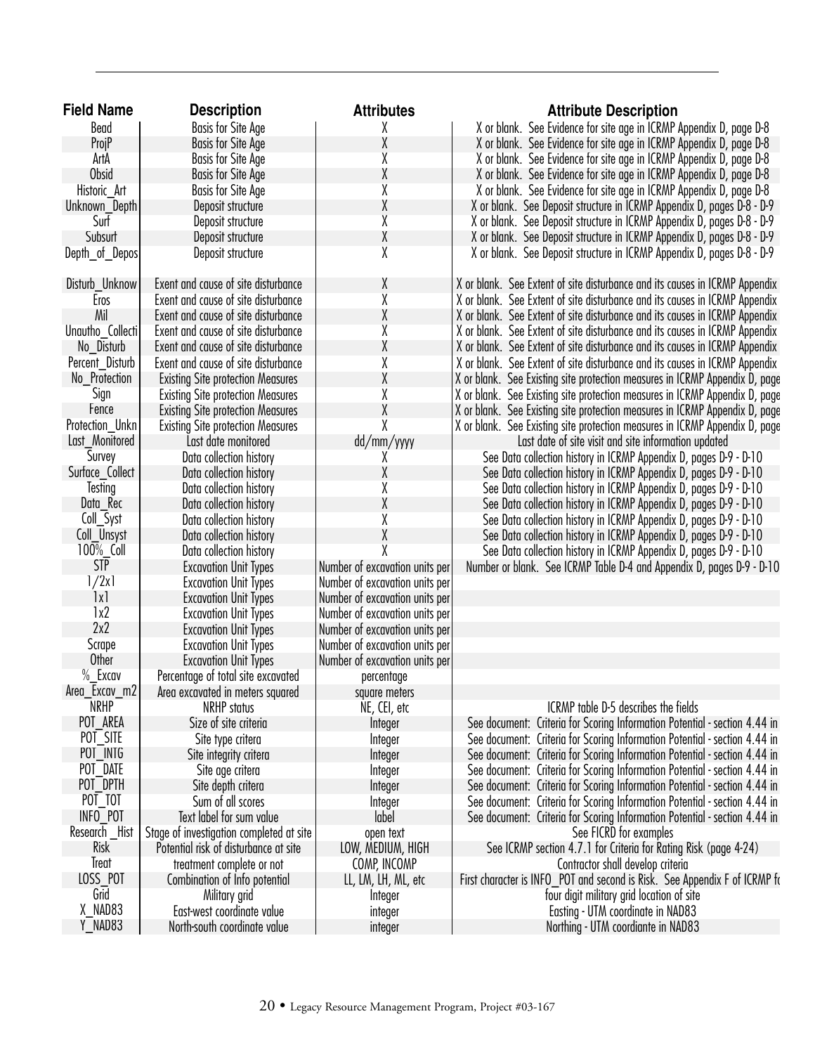| Field Name | Description | Attributes | Attribute Description |
|---|---|---|---|
| Bead | Basis for Site Age | X | X or blank. See Evidence for site age in ICRMP Appendix D, page D-8 |
| ProjP | Basis for Site Age | X | X or blank. See Evidence for site age in ICRMP Appendix D, page D-8 |
| ArtA | Basis for Site Age | X | X or blank. See Evidence for site age in ICRMP Appendix D, page D-8 |
| Obsid | Basis for Site Age | X | X or blank. See Evidence for site age in ICRMP Appendix D, page D-8 |
| Historic_Art | Basis for Site Age | X | X or blank. See Evidence for site age in ICRMP Appendix D, page D-8 |
| Unknown_Depth | Deposit structure | X | X or blank. See Deposit structure in ICRMP Appendix D, pages D-8 - D-9 |
| Surf | Deposit structure | X | X or blank. See Deposit structure in ICRMP Appendix D, pages D-8 - D-9 |
| Subsurt | Deposit structure | X | X or blank. See Deposit structure in ICRMP Appendix D, pages D-8 - D-9 |
| Depth_of_Depos | Deposit structure | X | X or blank. See Deposit structure in ICRMP Appendix D, pages D-8 - D-9 |
| Disturb_Unknow | Exent and cause of site disturbance | X | X or blank. See Extent of site disturbance and its causes in ICRMP Appendix |
| Eros | Exent and cause of site disturbance | X | X or blank. See Extent of site disturbance and its causes in ICRMP Appendix |
| Mil | Exent and cause of site disturbance | X | X or blank. See Extent of site disturbance and its causes in ICRMP Appendix |
| Unautho_Collecti | Exent and cause of site disturbance | X | X or blank. See Extent of site disturbance and its causes in ICRMP Appendix |
| No_Disturb | Exent and cause of site disturbance | X | X or blank. See Extent of site disturbance and its causes in ICRMP Appendix |
| Percent_Disturb | Exent and cause of site disturbance | X | X or blank. See Extent of site disturbance and its causes in ICRMP Appendix |
| No_Protection | Existing Site protection Measures | X | X or blank. See Existing site protection measures in ICRMP Appendix D, page |
| Sign | Existing Site protection Measures | X | X or blank. See Existing site protection measures in ICRMP Appendix D, page |
| Fence | Existing Site protection Measures | X | X or blank. See Existing site protection measures in ICRMP Appendix D, page |
| Protection_Unkn | Existing Site protection Measures | X | X or blank. See Existing site protection measures in ICRMP Appendix D, page |
| Last_Monitored | Last date monitored | dd/mm/yyyy | Last date of site visit and site information updated |
| Survey | Data collection history | X | See Data collection history in ICRMP Appendix D, pages D-9 - D-10 |
| Surface_Collect | Data collection history | X | See Data collection history in ICRMP Appendix D, pages D-9 - D-10 |
| Testing | Data collection history | X | See Data collection history in ICRMP Appendix D, pages D-9 - D-10 |
| Data_Rec | Data collection history | X | See Data collection history in ICRMP Appendix D, pages D-9 - D-10 |
| Coll_Syst | Data collection history | X | See Data collection history in ICRMP Appendix D, pages D-9 - D-10 |
| Coll_Unsyst | Data collection history | X | See Data collection history in ICRMP Appendix D, pages D-9 - D-10 |
| 100%_Coll | Data collection history | X | See Data collection history in ICRMP Appendix D, pages D-9 - D-10 |
| STP | Excavation Unit Types | Number of excavation units per | Number or blank. See ICRMP Table D-4 and Appendix D, pages D-9 - D-10 |
| 1/2x1 | Excavation Unit Types | Number of excavation units per | |
| 1x1 | Excavation Unit Types | Number of excavation units per | |
| 1x2 | Excavation Unit Types | Number of excavation units per | |
| 2x2 | Excavation Unit Types | Number of excavation units per | |
| Scrape | Excavation Unit Types | Number of excavation units per | |
| Other | Excavation Unit Types | Number of excavation units per | |
| %_Excav | Percentage of total site excavated | percentage | |
| Area_Excav_m2 | Area excavated in meters squared | square meters | |
| NRHP | NRHP status | NE, CEI, etc | ICRMP table D-5 describes the fields |
| POT_AREA | Size of site criteria | Integer | See document: Criteria for Scoring Information Potential - section 4.44 in |
| POT_SITE | Site type critera | Integer | See document: Criteria for Scoring Information Potential - section 4.44 in |
| POT_INTG | Site integrity critera | Integer | See document: Criteria for Scoring Information Potential - section 4.44 in |
| POT_DATE | Site age critera | Integer | See document: Criteria for Scoring Information Potential - section 4.44 in |
| POT_DPTH | Site depth critera | Integer | See document: Criteria for Scoring Information Potential - section 4.44 in |
| POT_TOT | Sum of all scores | Integer | See document: Criteria for Scoring Information Potential - section 4.44 in |
| INFO_POT | Text label for sum value | label | See document: Criteria for Scoring Information Potential - section 4.44 in |
| Research _Hist | Stage of investigation completed at site | open text | See FICRD for examples |
| Risk | Potential risk of disturbance at site | LOW, MEDIUM, HIGH | See ICRMP section 4.7.1 for Criteria for Rating Risk (page 4-24) |
| Treat | treatment complete or not | COMP, INCOMP | Contractor shall develop criteria |
| LOSS_POT | Combination of Info potential | LL, LM, LH, ML, etc | First character is INFO_POT and second is Risk. See Appendix F of ICRMP fo |
| Grid | Military grid | Integer | four digit military grid location of site |
| X_NAD83 | East-west coordinate value | integer | Easting - UTM coordinate in NAD83 |
| Y_NAD83 | North-south coordinate value | integer | Northing - UTM coordiante in NAD83 |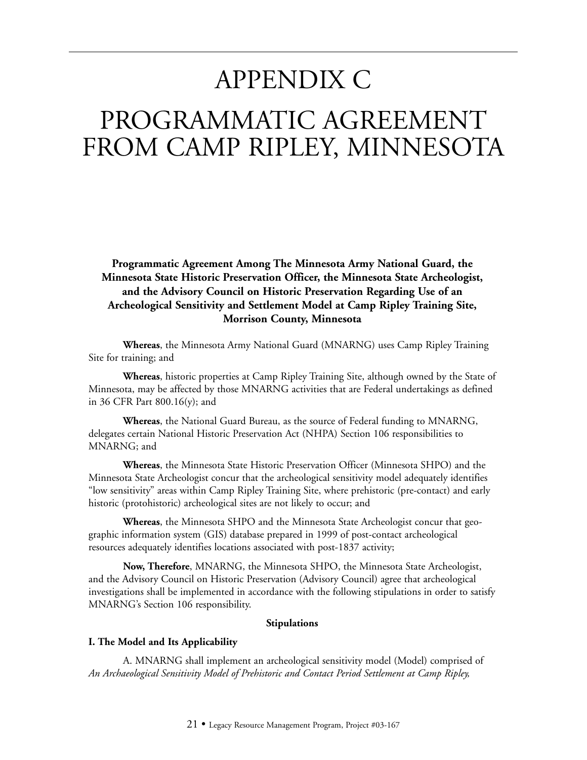# APPENDIX C

# PROGRAMMATIC AGREEMENT FROM CAMP RIPLEY, MINNESOTA

**Programmatic Agreement Among The Minnesota Army National Guard, the Minnesota State Historic Preservation Officer, the Minnesota State Archeologist, and the Advisory Council on Historic Preservation Regarding Use of an Archeological Sensitivity and Settlement Model at Camp Ripley Training Site, Morrison County, Minnesota**

**Whereas**, the Minnesota Army National Guard (MNARNG) uses Camp Ripley Training Site for training; and

**Whereas**, historic properties at Camp Ripley Training Site, although owned by the State of Minnesota, may be affected by those MNARNG activities that are Federal undertakings as defined in 36 CFR Part 800.16(y); and

**Whereas**, the National Guard Bureau, as the source of Federal funding to MNARNG, delegates certain National Historic Preservation Act (NHPA) Section 106 responsibilities to MNARNG; and

**Whereas**, the Minnesota State Historic Preservation Officer (Minnesota SHPO) and the Minnesota State Archeologist concur that the archeological sensitivity model adequately identifies "low sensitivity" areas within Camp Ripley Training Site, where prehistoric (pre-contact) and early historic (protohistoric) archeological sites are not likely to occur; and

**Whereas**, the Minnesota SHPO and the Minnesota State Archeologist concur that geographic information system (GIS) database prepared in 1999 of post-contact archeological resources adequately identifies locations associated with post-1837 activity;

**Now, Therefore**, MNARNG, the Minnesota SHPO, the Minnesota State Archeologist, and the Advisory Council on Historic Preservation (Advisory Council) agree that archeological investigations shall be implemented in accordance with the following stipulations in order to satisfy MNARNG's Section 106 responsibility.

**Stipulations**

**I. The Model and Its Applicability**

A. MNARNG shall implement an archeological sensitivity model (Model) comprised of *An Archaeological Sensitivity Model of Prehistoric and Contact Period Settlement at Camp Ripley,*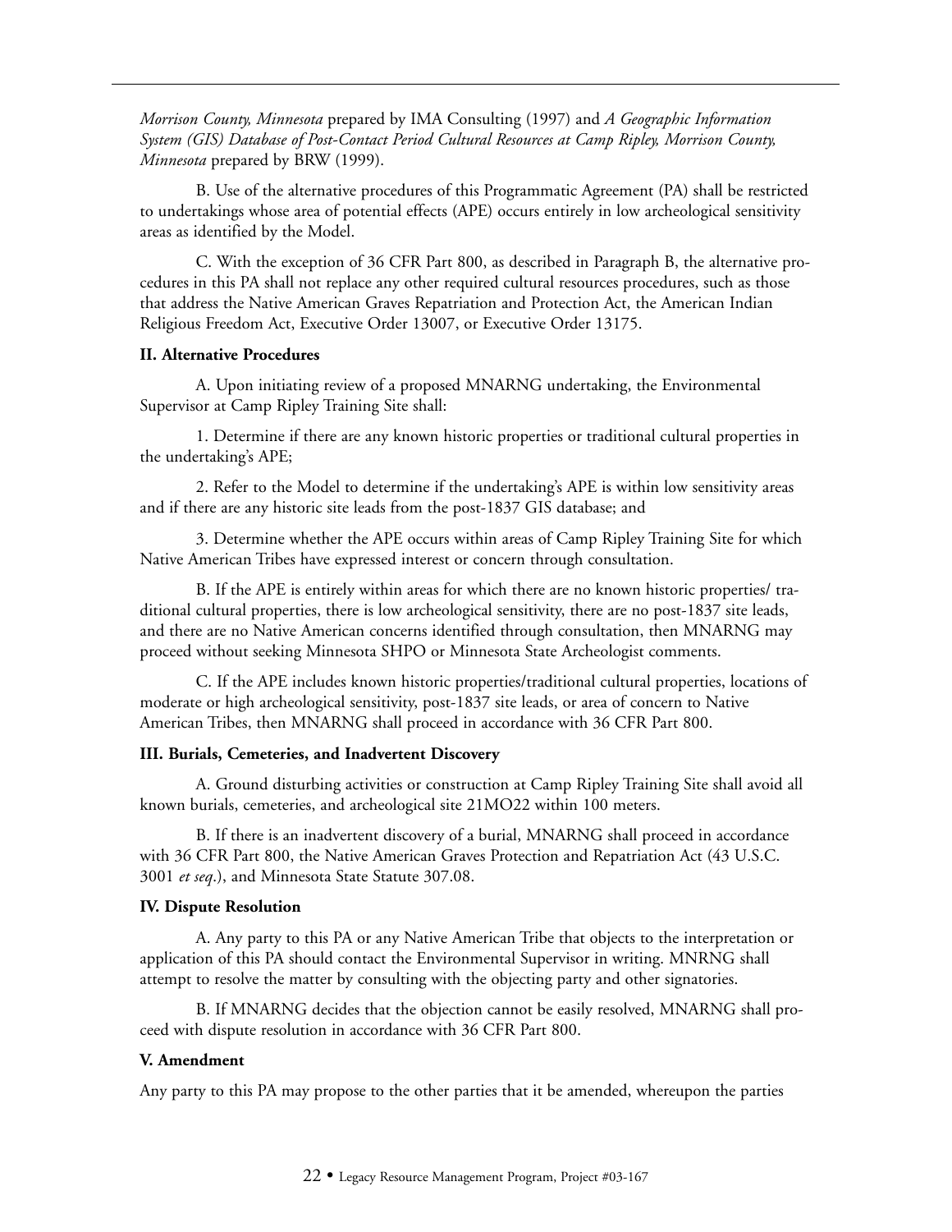*Morrison County, Minnesota* prepared by IMA Consulting (1997) and *A Geographic Information System (GIS) Database of Post-Contact Period Cultural Resources at Camp Ripley, Morrison County, Minnesota* prepared by BRW (1999).

B. Use of the alternative procedures of this Programmatic Agreement (PA) shall be restricted to undertakings whose area of potential effects (APE) occurs entirely in low archeological sensitivity areas as identified by the Model.

C. With the exception of 36 CFR Part 800, as described in Paragraph B, the alternative procedures in this PA shall not replace any other required cultural resources procedures, such as those that address the Native American Graves Repatriation and Protection Act, the American Indian Religious Freedom Act, Executive Order 13007, or Executive Order 13175.

**II. Alternative Procedures**

A. Upon initiating review of a proposed MNARNG undertaking, the Environmental Supervisor at Camp Ripley Training Site shall:

1. Determine if there are any known historic properties or traditional cultural properties in the undertaking's APE;

2. Refer to the Model to determine if the undertaking's APE is within low sensitivity areas and if there are any historic site leads from the post-1837 GIS database; and

3. Determine whether the APE occurs within areas of Camp Ripley Training Site for which Native American Tribes have expressed interest or concern through consultation.

B. If the APE is entirely within areas for which there are no known historic properties/ traditional cultural properties, there is low archeological sensitivity, there are no post-1837 site leads, and there are no Native American concerns identified through consultation, then MNARNG may proceed without seeking Minnesota SHPO or Minnesota State Archeologist comments.

C. If the APE includes known historic properties/traditional cultural properties, locations of moderate or high archeological sensitivity, post-1837 site leads, or area of concern to Native American Tribes, then MNARNG shall proceed in accordance with 36 CFR Part 800.

**III. Burials, Cemeteries, and Inadvertent Discovery**

A. Ground disturbing activities or construction at Camp Ripley Training Site shall avoid all known burials, cemeteries, and archeological site 21MO22 within 100 meters.

B. If there is an inadvertent discovery of a burial, MNARNG shall proceed in accordance with 36 CFR Part 800, the Native American Graves Protection and Repatriation Act (43 U.S.C. 3001 *et seq*.), and Minnesota State Statute 307.08.

**IV. Dispute Resolution**

A. Any party to this PA or any Native American Tribe that objects to the interpretation or application of this PA should contact the Environmental Supervisor in writing. MNRNG shall attempt to resolve the matter by consulting with the objecting party and other signatories.

B. If MNARNG decides that the objection cannot be easily resolved, MNARNG shall proceed with dispute resolution in accordance with 36 CFR Part 800.

**V. Amendment**

Any party to this PA may propose to the other parties that it be amended, whereupon the parties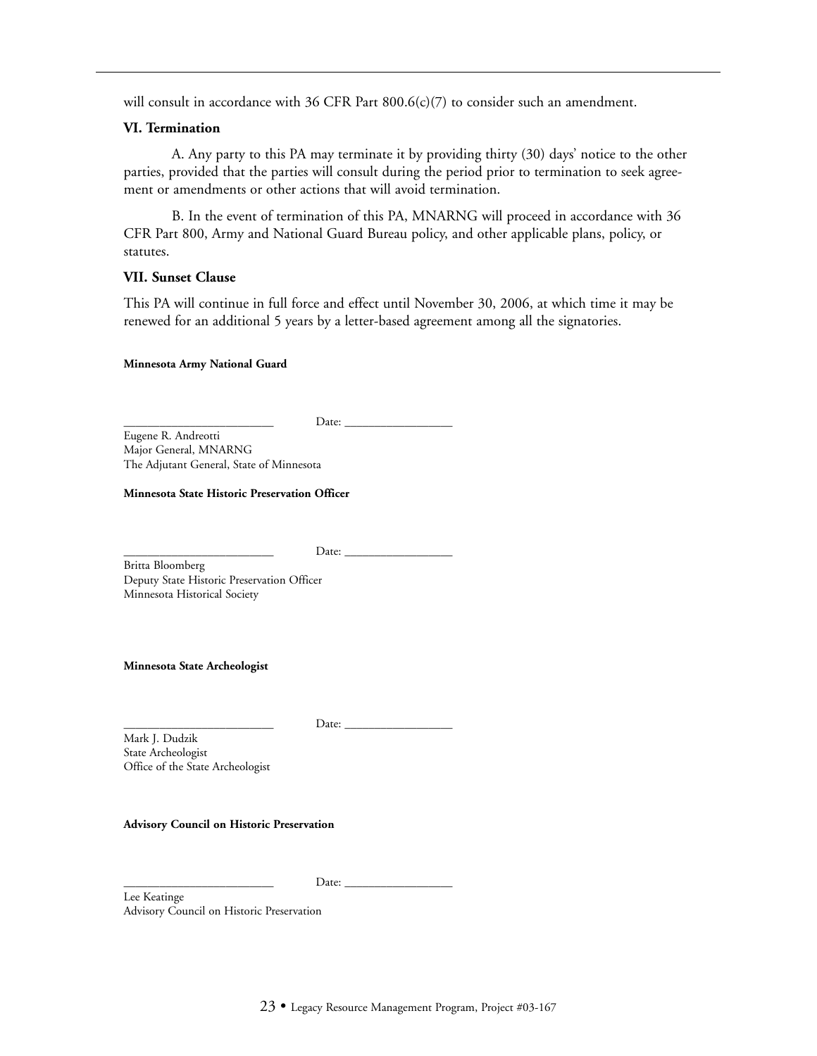will consult in accordance with 36 CFR Part 800.6(c)(7) to consider such an amendment.

### VI. Termination

A. Any party to this PA may terminate it by providing thirty (30) days' notice to the other parties, provided that the parties will consult during the period prior to termination to seek agreement or amendments or other actions that will avoid termination.

B. In the event of termination of this PA, MNARNG will proceed in accordance with 36 CFR Part 800, Army and National Guard Bureau policy, and other applicable plans, policy, or statutes.

### VII. Sunset Clause

This PA will continue in full force and effect until November 30, 2006, at which time it may be renewed for an additional 5 years by a letter-based agreement among all the signatories.

**Minnesota Army National Guard**

________________________ Date: _________________

Eugene R. Andreotti
Major General, MNARNG
The Adjutant General, State of Minnesota

**Minnesota State Historic Preservation Officer**

________________________ Date: _________________

Britta Bloomberg
Deputy State Historic Preservation Officer
Minnesota Historical Society

**Minnesota State Archeologist**

________________________ Date: _________________

Mark J. Dudzik
State Archeologist
Office of the State Archeologist

**Advisory Council on Historic Preservation**

________________________ Date: _________________

Lee Keatinge
Advisory Council on Historic Preservation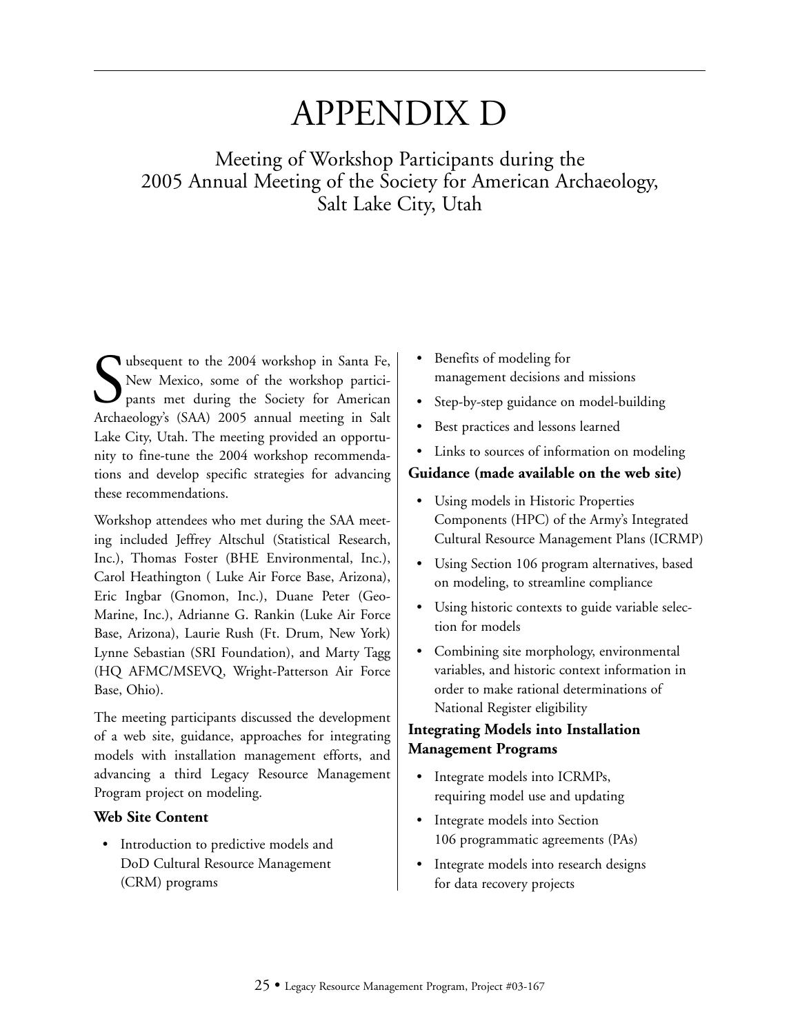# APPENDIX D

## Meeting of Workshop Participants during the 2005 Annual Meeting of the Society for American Archaeology, Salt Lake City, Utah

Subsequent to the 2004 workshop in Santa Fe, New Mexico, some of the workshop participants met during the Society for American Archaeology's (SAA) 2005 annual meeting in Salt Lake City, Utah. The meeting provided an opportunity to fine-tune the 2004 workshop recommendations and develop specific strategies for advancing these recommendations.

Workshop attendees who met during the SAA meeting included Jeffrey Altschul (Statistical Research, Inc.), Thomas Foster (BHE Environmental, Inc.), Carol Heathington ( Luke Air Force Base, Arizona), Eric Ingbar (Gnomon, Inc.), Duane Peter (Geo-Marine, Inc.), Adrianne G. Rankin (Luke Air Force Base, Arizona), Laurie Rush (Ft. Drum, New York) Lynne Sebastian (SRI Foundation), and Marty Tagg (HQ AFMC/MSEVQ, Wright-Patterson Air Force Base, Ohio).

The meeting participants discussed the development of a web site, guidance, approaches for integrating models with installation management efforts, and advancing a third Legacy Resource Management Program project on modeling.

**Web Site Content**

- Introduction to predictive models and DoD Cultural Resource Management (CRM) programs
- Benefits of modeling for management decisions and missions
- Step-by-step guidance on model-building
- Best practices and lessons learned
- Links to sources of information on modeling

**Guidance (made available on the web site)**

- Using models in Historic Properties Components (HPC) of the Army's Integrated Cultural Resource Management Plans (ICRMP)
- Using Section 106 program alternatives, based on modeling, to streamline compliance
- Using historic contexts to guide variable selection for models
- Combining site morphology, environmental variables, and historic context information in order to make rational determinations of National Register eligibility

**Integrating Models into Installation Management Programs**

- Integrate models into ICRMPs, requiring model use and updating
- Integrate models into Section 106 programmatic agreements (PAs)
- Integrate models into research designs for data recovery projects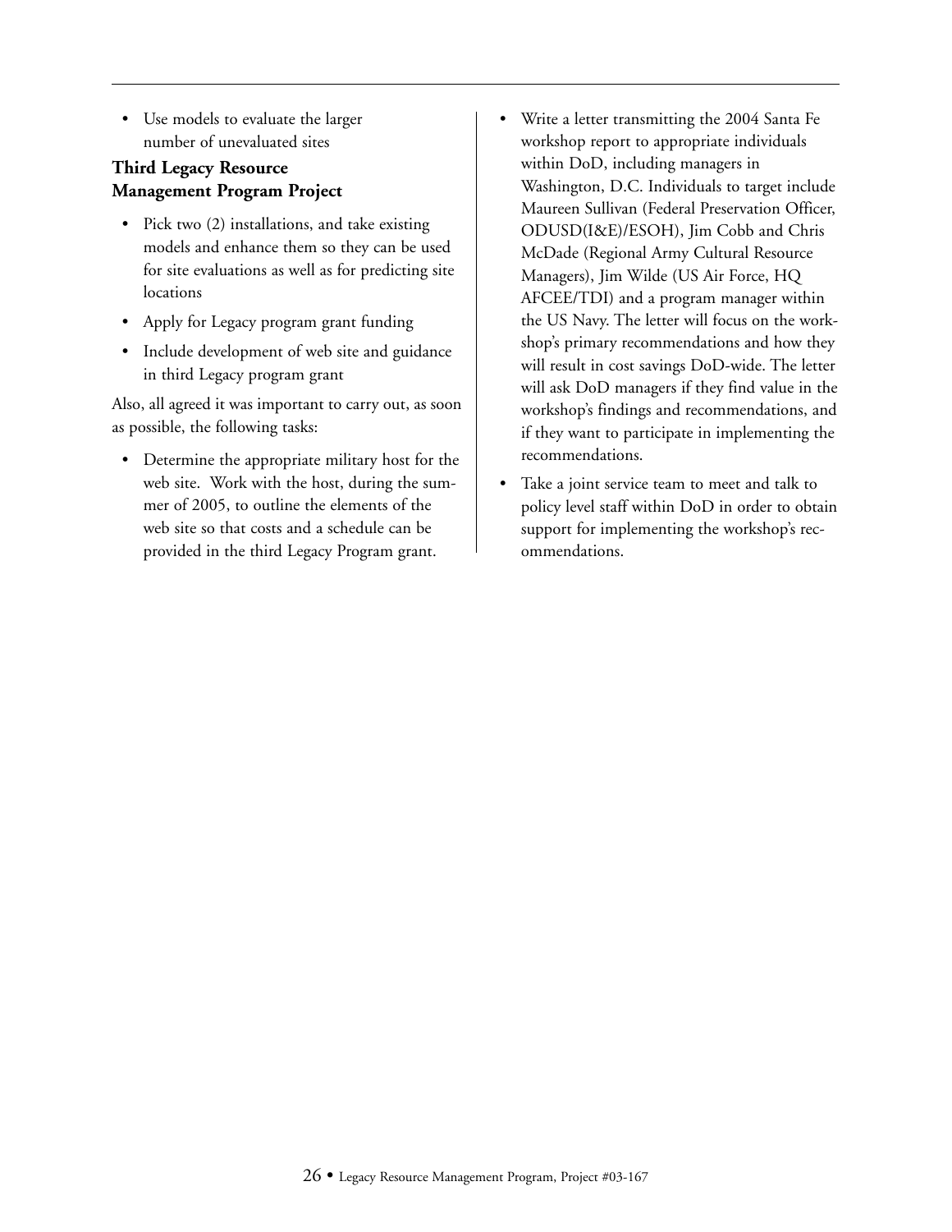- Use models to evaluate the larger number of unevaluated sites

**Third Legacy Resource Management Program Project**

- Pick two (2) installations, and take existing models and enhance them so they can be used for site evaluations as well as for predicting site locations
- Apply for Legacy program grant funding
- Include development of web site and guidance in third Legacy program grant

Also, all agreed it was important to carry out, as soon as possible, the following tasks:

- Determine the appropriate military host for the web site. Work with the host, during the summer of 2005, to outline the elements of the web site so that costs and a schedule can be provided in the third Legacy Program grant.
- Write a letter transmitting the 2004 Santa Fe workshop report to appropriate individuals within DoD, including managers in Washington, D.C. Individuals to target include Maureen Sullivan (Federal Preservation Officer, ODUSD(I&E)/ESOH), Jim Cobb and Chris McDade (Regional Army Cultural Resource Managers), Jim Wilde (US Air Force, HQ AFCEE/TDI) and a program manager within the US Navy. The letter will focus on the workshop's primary recommendations and how they will result in cost savings DoD-wide. The letter will ask DoD managers if they find value in the workshop's findings and recommendations, and if they want to participate in implementing the recommendations.
- Take a joint service team to meet and talk to policy level staff within DoD in order to obtain support for implementing the workshop's recommendations.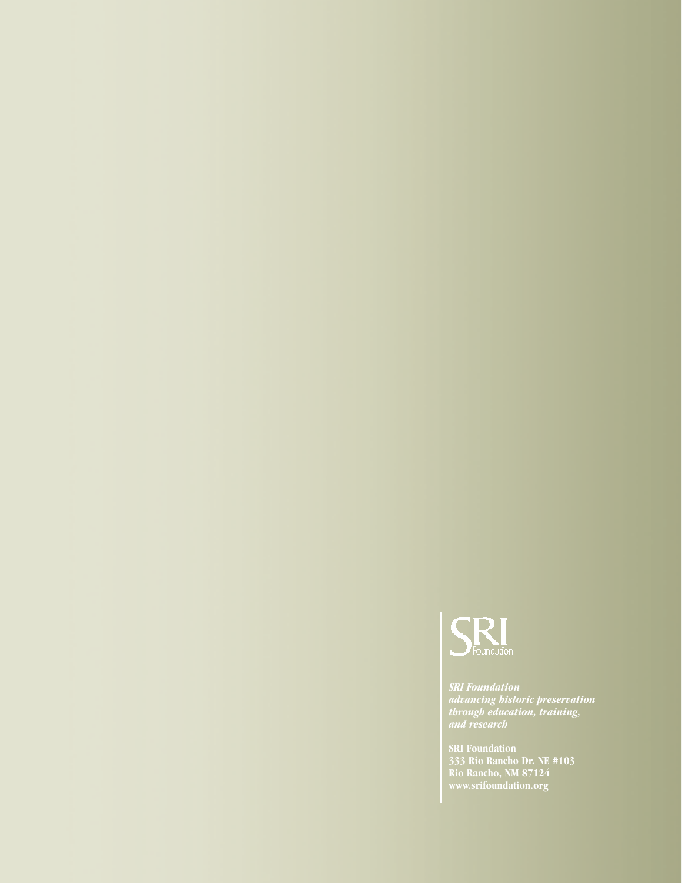SRI
Foundation

***SRI Foundation***
***advancing historic preservation***
***through education, training,***
***and research***

**SRI Foundation**
**333 Rio Rancho Dr. NE #103**
**Rio Rancho, NM 87124**
**www.srifoundation.org**